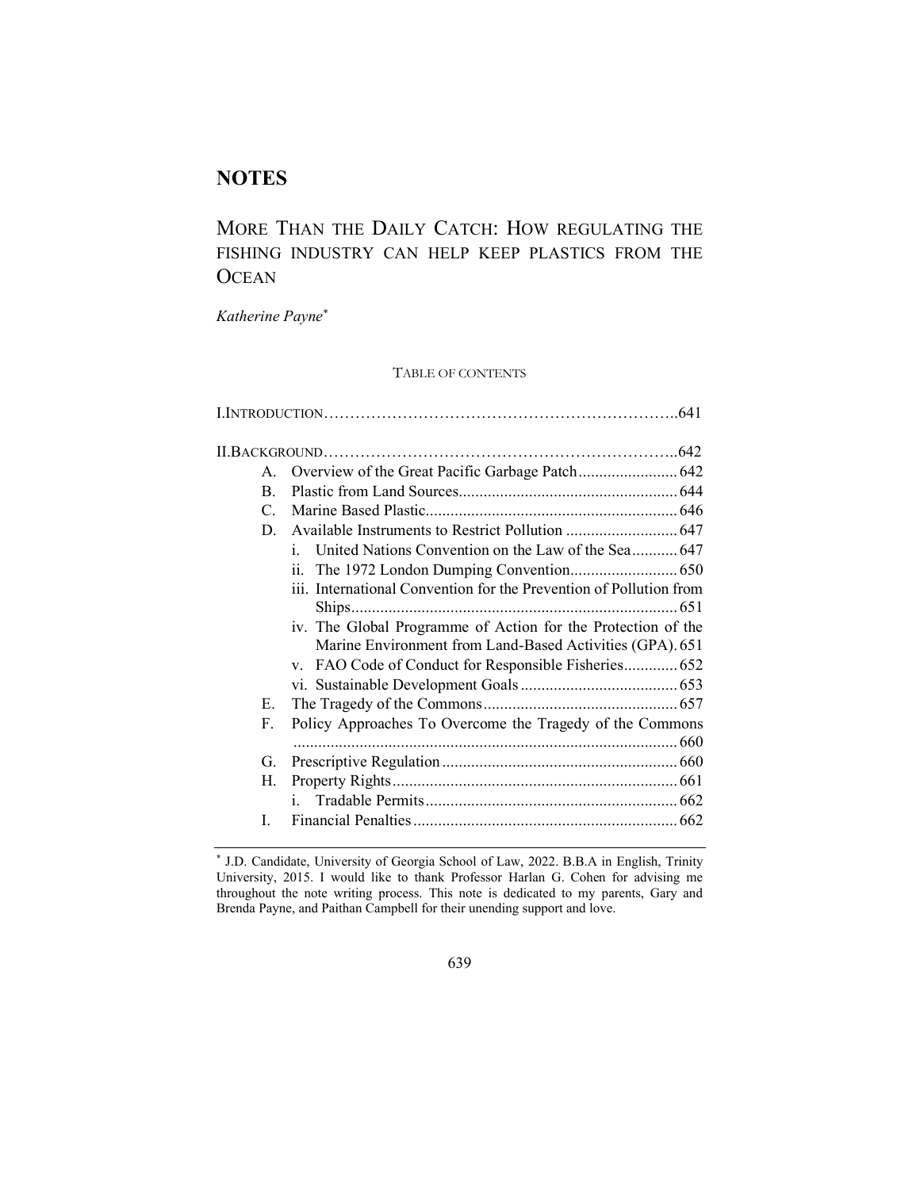# NOTES

## MORE THAN THE DAILY CATCH: HOW REGULATING THE FISHING INDUSTRY CAN HELP KEEP PLASTICS FROM THE OCEAN

*Katherine Payne*[*]

TABLE OF CONTENTS

I. INTRODUCTION……………………………………………………………..641

II. BACKGROUND……………………………………………………………..642

- A. Overview of the Great Pacific Garbage Patch........................ 642
- B. Plastic from Land Sources..................................................... 644
- C. Marine Based Plastic............................................................. 646
- D. Available Instruments to Restrict Pollution ........................... 647
  - i. United Nations Convention on the Law of the Sea........... 647
  - ii. The 1972 London Dumping Convention.......................... 650
  - iii. International Convention for the Prevention of Pollution from Ships.............................................................................. 651
  - iv. The Global Programme of Action for the Protection of the Marine Environment from Land-Based Activities (GPA). 651
  - v. FAO Code of Conduct for Responsible Fisheries............. 652
  - vi. Sustainable Development Goals ...................................... 653
- E. The Tragedy of the Commons............................................... 657
- F. Policy Approaches To Overcome the Tragedy of the Commons ............................................................................................ 660
- G. Prescriptive Regulation......................................................... 660
- H. Property Rights..................................................................... 661
  - i. Tradable Permits............................................................. 662
- I. Financial Penalties................................................................ 662

---

[*] J.D. Candidate, University of Georgia School of Law, 2022. B.B.A in English, Trinity University, 2015. I would like to thank Professor Harlan G. Cohen for advising me throughout the note writing process. This note is dedicated to my parents, Gary and Brenda Payne, and Paithan Campbell for their unending support and love.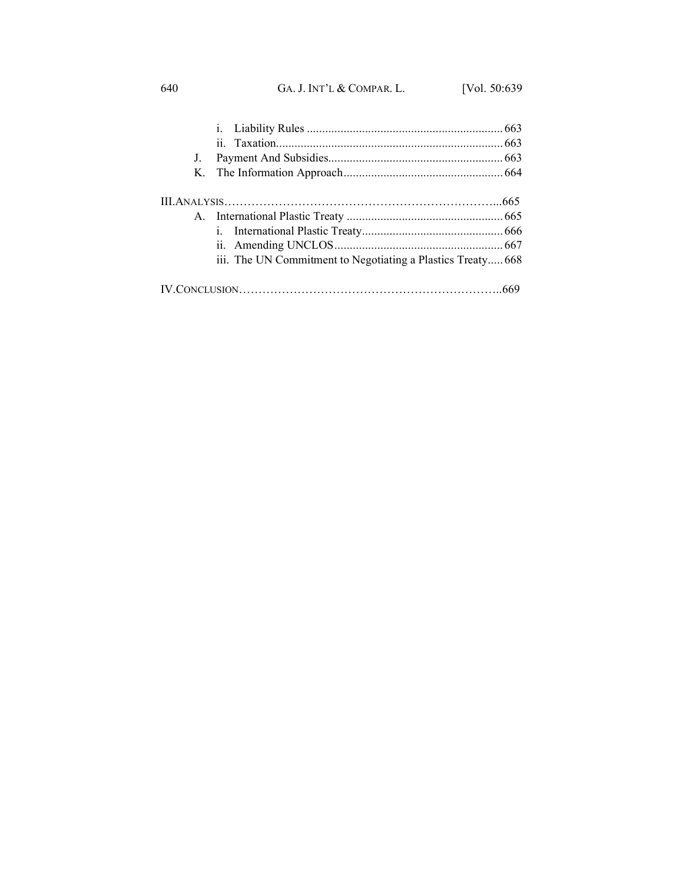- i. Liability Rules ........................................................ 663
- ii. Taxation................................................................. 663

J. Payment And Subsidies.................................................. 663

K. The Information Approach............................................. 664

III. ANALYSIS.....................................................................665

A. International Plastic Treaty ............................................ 665

- i. International Plastic Treaty............................................. 666
- ii. Amending UNCLOS..................................................... 667
- iii. The UN Commitment to Negotiating a Plastics Treaty..... 668

IV. CONCLUSION.................................................................669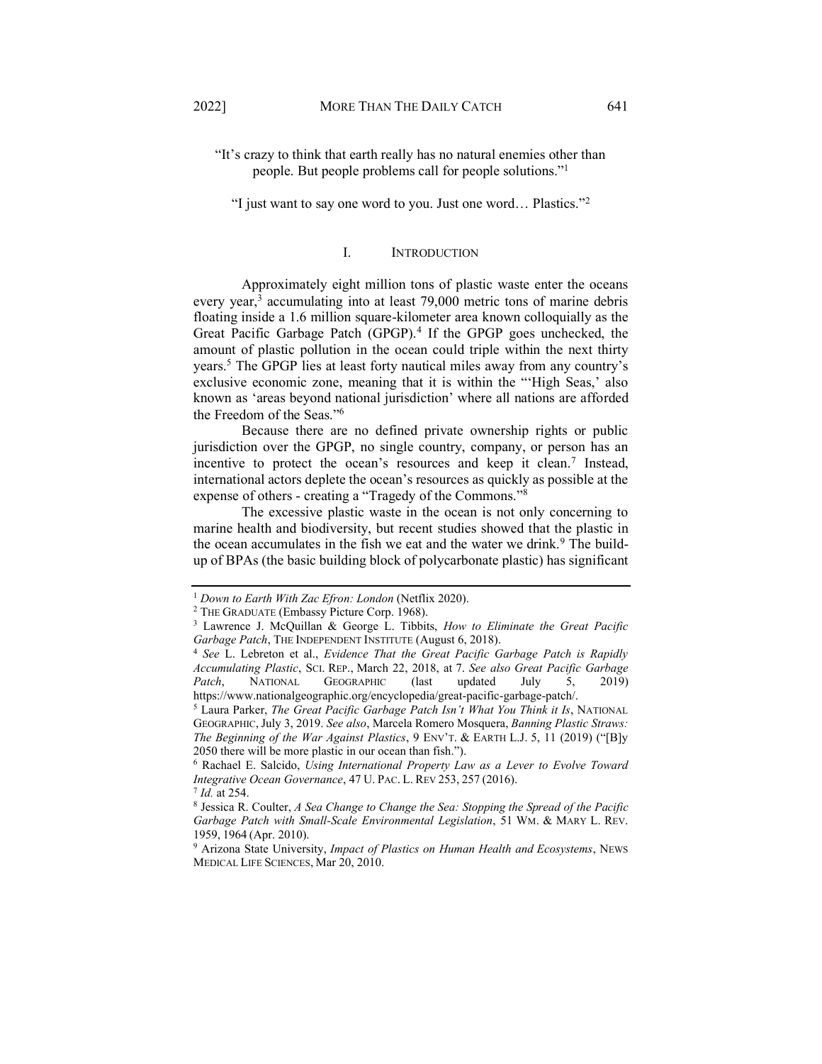"It's crazy to think that earth really has no natural enemies other than people. But people problems call for people solutions."[1]

"I just want to say one word to you. Just one word… Plastics."[2]

## I. INTRODUCTION

Approximately eight million tons of plastic waste enter the oceans every year,[3] accumulating into at least 79,000 metric tons of marine debris floating inside a 1.6 million square-kilometer area known colloquially as the Great Pacific Garbage Patch (GPGP).[4] If the GPGP goes unchecked, the amount of plastic pollution in the ocean could triple within the next thirty years.[5] The GPGP lies at least forty nautical miles away from any country's exclusive economic zone, meaning that it is within the "'High Seas,' also known as 'areas beyond national jurisdiction' where all nations are afforded the Freedom of the Seas."[6]

Because there are no defined private ownership rights or public jurisdiction over the GPGP, no single country, company, or person has an incentive to protect the ocean's resources and keep it clean.[7] Instead, international actors deplete the ocean's resources as quickly as possible at the expense of others - creating a "Tragedy of the Commons."[8]

The excessive plastic waste in the ocean is not only concerning to marine health and biodiversity, but recent studies showed that the plastic in the ocean accumulates in the fish we eat and the water we drink.[9] The build-up of BPAs (the basic building block of polycarbonate plastic) has significant

---

[1] *Down to Earth With Zac Efron: London* (Netflix 2020).

[2] THE GRADUATE (Embassy Picture Corp. 1968).

[3] Lawrence J. McQuillan & George L. Tibbits, *How to Eliminate the Great Pacific Garbage Patch*, THE INDEPENDENT INSTITUTE (August 6, 2018).

[4] *See* L. Lebreton et al., *Evidence That the Great Pacific Garbage Patch is Rapidly Accumulating Plastic*, SCI. REP., March 22, 2018, at 7. *See also Great Pacific Garbage Patch*, NATIONAL GEOGRAPHIC (last updated July 5, 2019) https://www.nationalgeographic.org/encyclopedia/great-pacific-garbage-patch/.

[5] Laura Parker, *The Great Pacific Garbage Patch Isn't What You Think it Is*, NATIONAL GEOGRAPHIC, July 3, 2019. *See also*, Marcela Romero Mosquera, *Banning Plastic Straws: The Beginning of the War Against Plastics*, 9 ENV'T. & EARTH L.J. 5, 11 (2019) ("[B]y 2050 there will be more plastic in our ocean than fish.").

[6] Rachael E. Salcido, *Using International Property Law as a Lever to Evolve Toward Integrative Ocean Governance*, 47 U. PAC. L. REV 253, 257 (2016).

[7] *Id.* at 254.

[8] Jessica R. Coulter, *A Sea Change to Change the Sea: Stopping the Spread of the Pacific Garbage Patch with Small-Scale Environmental Legislation*, 51 WM. & MARY L. REV. 1959, 1964 (Apr. 2010).

[9] Arizona State University, *Impact of Plastics on Human Health and Ecosystems*, NEWS MEDICAL LIFE SCIENCES, Mar 20, 2010.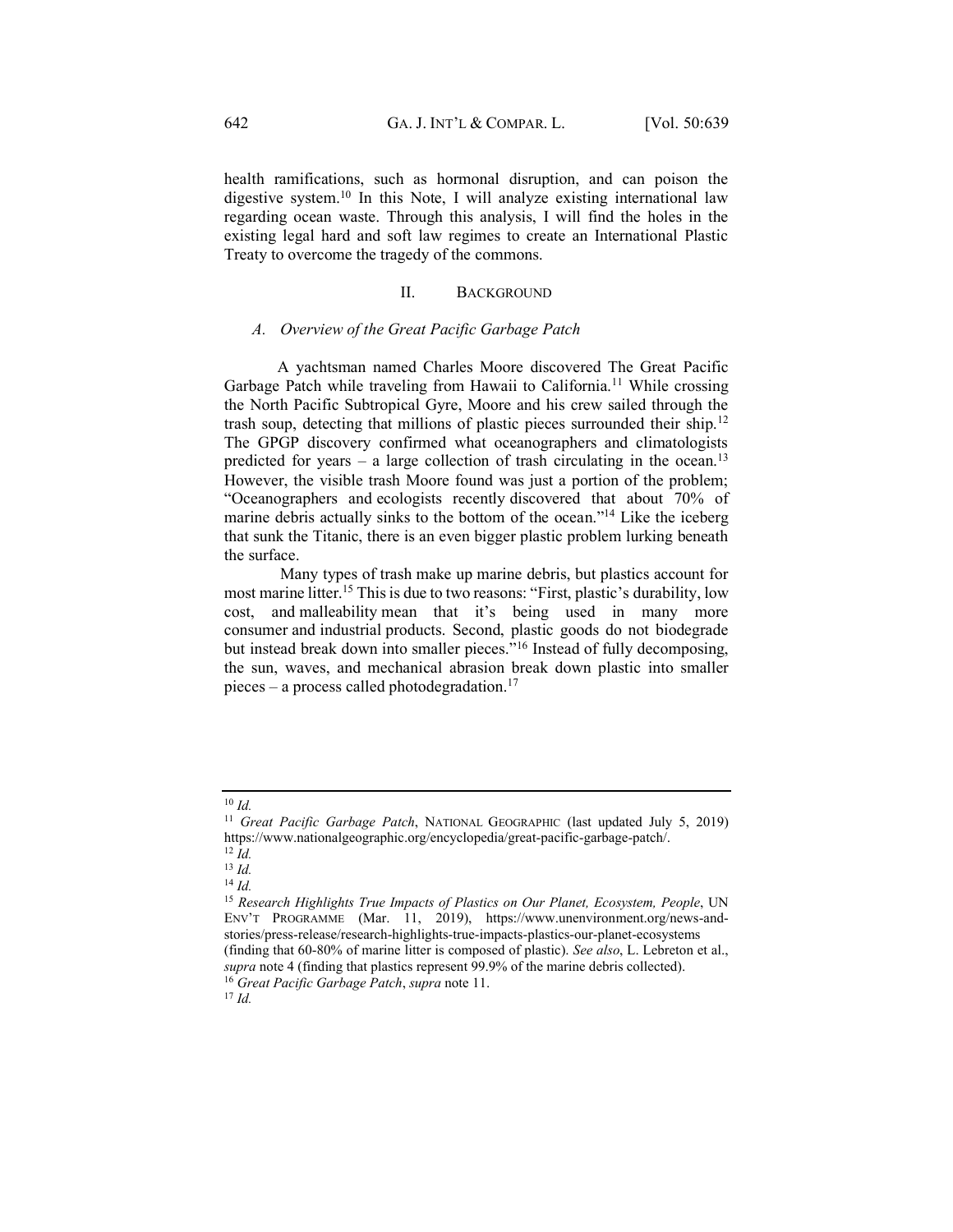health ramifications, such as hormonal disruption, and can poison the digestive system.[10] In this Note, I will analyze existing international law regarding ocean waste. Through this analysis, I will find the holes in the existing legal hard and soft law regimes to create an International Plastic Treaty to overcome the tragedy of the commons.

## II. Background

### *A. Overview of the Great Pacific Garbage Patch*

A yachtsman named Charles Moore discovered The Great Pacific Garbage Patch while traveling from Hawaii to California.[11] While crossing the North Pacific Subtropical Gyre, Moore and his crew sailed through the trash soup, detecting that millions of plastic pieces surrounded their ship.[12] The GPGP discovery confirmed what oceanographers and climatologists predicted for years – a large collection of trash circulating in the ocean.[13] However, the visible trash Moore found was just a portion of the problem; "Oceanographers and ecologists recently discovered that about 70% of marine debris actually sinks to the bottom of the ocean."[14] Like the iceberg that sunk the Titanic, there is an even bigger plastic problem lurking beneath the surface.

Many types of trash make up marine debris, but plastics account for most marine litter.[15] This is due to two reasons: "First, plastic's durability, low cost, and malleability mean that it's being used in many more consumer and industrial products. Second, plastic goods do not biodegrade but instead break down into smaller pieces."[16] Instead of fully decomposing, the sun, waves, and mechanical abrasion break down plastic into smaller pieces – a process called photodegradation.[17]

---

[10] *Id.*

[11] *Great Pacific Garbage Patch*, National Geographic (last updated July 5, 2019) https://www.nationalgeographic.org/encyclopedia/great-pacific-garbage-patch/.

[12] *Id.*

[13] *Id.*

[14] *Id.*

[15] *Research Highlights True Impacts of Plastics on Our Planet, Ecosystem, People*, UN Env't Programme (Mar. 11, 2019), https://www.unenvironment.org/news-and-stories/press-release/research-highlights-true-impacts-plastics-our-planet-ecosystems (finding that 60-80% of marine litter is composed of plastic). *See also*, L. Lebreton et al., *supra* note 4 (finding that plastics represent 99.9% of the marine debris collected).

[16] *Great Pacific Garbage Patch*, *supra* note 11.

[17] *Id.*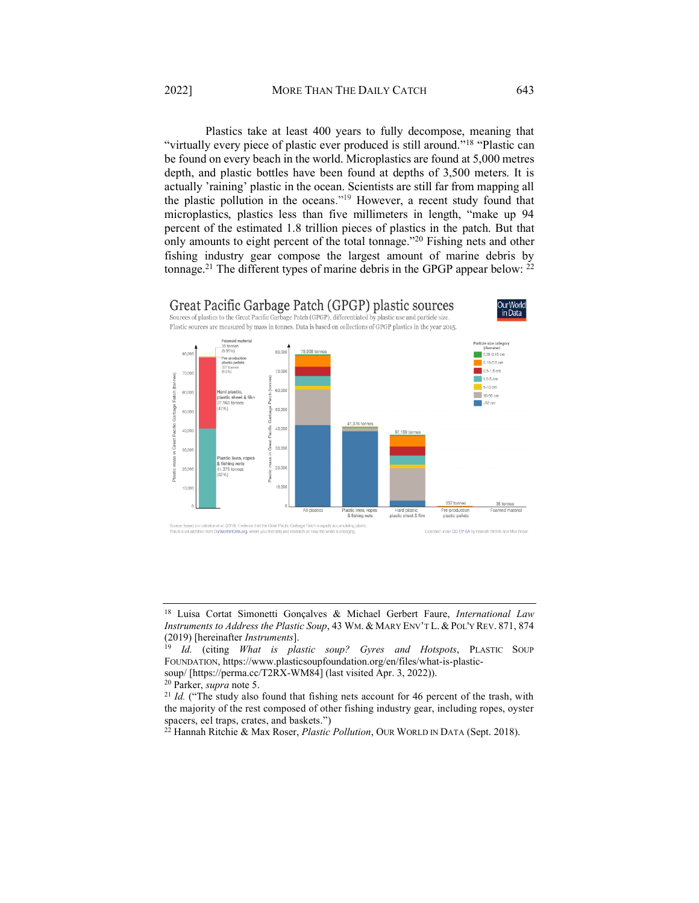Plastics take at least 400 years to fully decompose, meaning that "virtually every piece of plastic ever produced is still around."[18] "Plastic can be found on every beach in the world. Microplastics are found at 5,000 metres depth, and plastic bottles have been found at depths of 3,500 meters. It is actually 'raining' plastic in the ocean. Scientists are still far from mapping all the plastic pollution in the oceans."[19] However, a recent study found that microplastics, plastics less than five millimeters in length, "make up 94 percent of the estimated 1.8 trillion pieces of plastics in the patch. But that only amounts to eight percent of the total tonnage."[20] Fishing nets and other fishing industry gear compose the largest amount of marine debris by tonnage.[21] The different types of marine debris in the GPGP appear below: [22]

**Great Pacific Garbage Patch (GPGP) plastic sources**

Sources of plastics to the Great Pacific Garbage Patch (GPGP), differentiated by plastic use and particle size. Plastic sources are measured by mass in tonnes. Data is based on collections of GPGP plastics in the year 2015.

Source: based on Lebreton et al. (2018). Evidence that the Great Pacific Garbage Patch is rapidly accumulating plastic. This is a visualization from OurWorldinData.org, where you find data and research on how the world is changing. Licensed under CC-BY-SA by Hannah Ritchie and Max Roser.

---

[18] Luisa Cortat Simonetti Gonçalves & Michael Gerbert Faure, *International Law Instruments to Address the Plastic Soup*, 43 WM. & MARY ENV'T L. & POL'Y REV. 871, 874 (2019) [hereinafter *Instruments*].

[19] *Id.* (citing *What is plastic soup? Gyres and Hotspots*, PLASTIC SOUP FOUNDATION, https://www.plasticsoupfoundation.org/en/files/what-is-plastic-soup/ [https://perma.cc/T2RX-WM84] (last visited Apr. 3, 2022)).

[20] Parker, *supra* note 5.

[21] *Id.* ("The study also found that fishing nets account for 46 percent of the trash, with the majority of the rest composed of other fishing industry gear, including ropes, oyster spacers, eel traps, crates, and baskets.")

[22] Hannah Ritchie & Max Roser, *Plastic Pollution*, OUR WORLD IN DATA (Sept. 2018).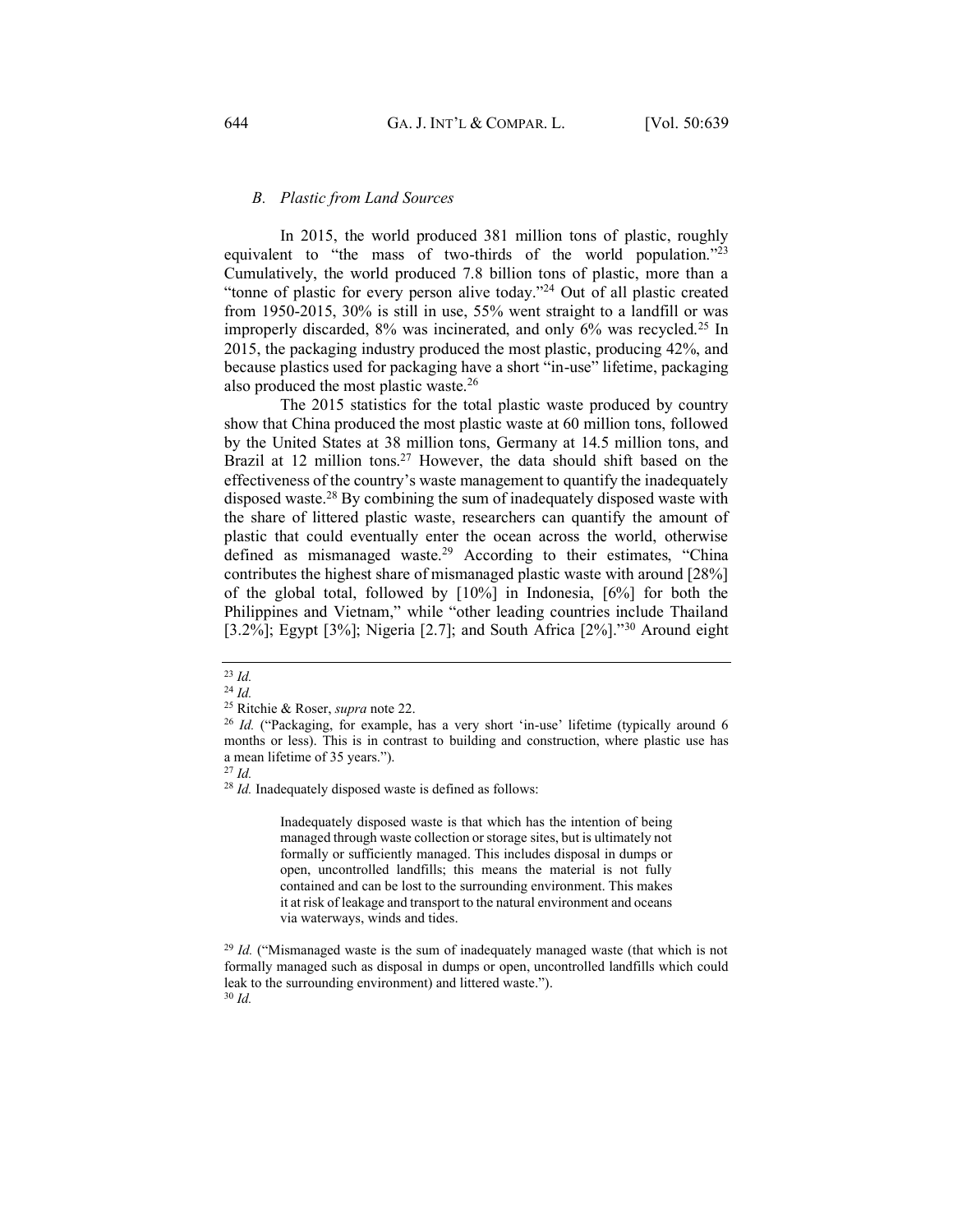### *B. Plastic from Land Sources*

In 2015, the world produced 381 million tons of plastic, roughly equivalent to "the mass of two-thirds of the world population."[23] Cumulatively, the world produced 7.8 billion tons of plastic, more than a "tonne of plastic for every person alive today."[24] Out of all plastic created from 1950-2015, 30% is still in use, 55% went straight to a landfill or was improperly discarded, 8% was incinerated, and only 6% was recycled.[25] In 2015, the packaging industry produced the most plastic, producing 42%, and because plastics used for packaging have a short "in-use" lifetime, packaging also produced the most plastic waste.[26]

The 2015 statistics for the total plastic waste produced by country show that China produced the most plastic waste at 60 million tons, followed by the United States at 38 million tons, Germany at 14.5 million tons, and Brazil at 12 million tons.[27] However, the data should shift based on the effectiveness of the country's waste management to quantify the inadequately disposed waste.[28] By combining the sum of inadequately disposed waste with the share of littered plastic waste, researchers can quantify the amount of plastic that could eventually enter the ocean across the world, otherwise defined as mismanaged waste.[29] According to their estimates, "China contributes the highest share of mismanaged plastic waste with around [28%] of the global total, followed by [10%] in Indonesia, [6%] for both the Philippines and Vietnam," while "other leading countries include Thailand [3.2%]; Egypt [3%]; Nigeria [2.7]; and South Africa [2%]."[30] Around eight

---

[23] *Id.*

[24] *Id.*

[25] Ritchie & Roser, *supra* note 22.

[26] *Id.* ("Packaging, for example, has a very short 'in-use' lifetime (typically around 6 months or less). This is in contrast to building and construction, where plastic use has a mean lifetime of 35 years.").

[27] *Id.*

[28] *Id.* Inadequately disposed waste is defined as follows:

> Inadequately disposed waste is that which has the intention of being managed through waste collection or storage sites, but is ultimately not formally or sufficiently managed. This includes disposal in dumps or open, uncontrolled landfills; this means the material is not fully contained and can be lost to the surrounding environment. This makes it at risk of leakage and transport to the natural environment and oceans via waterways, winds and tides.

[29] *Id.* ("Mismanaged waste is the sum of inadequately managed waste (that which is not formally managed such as disposal in dumps or open, uncontrolled landfills which could leak to the surrounding environment) and littered waste.").

[30] *Id.*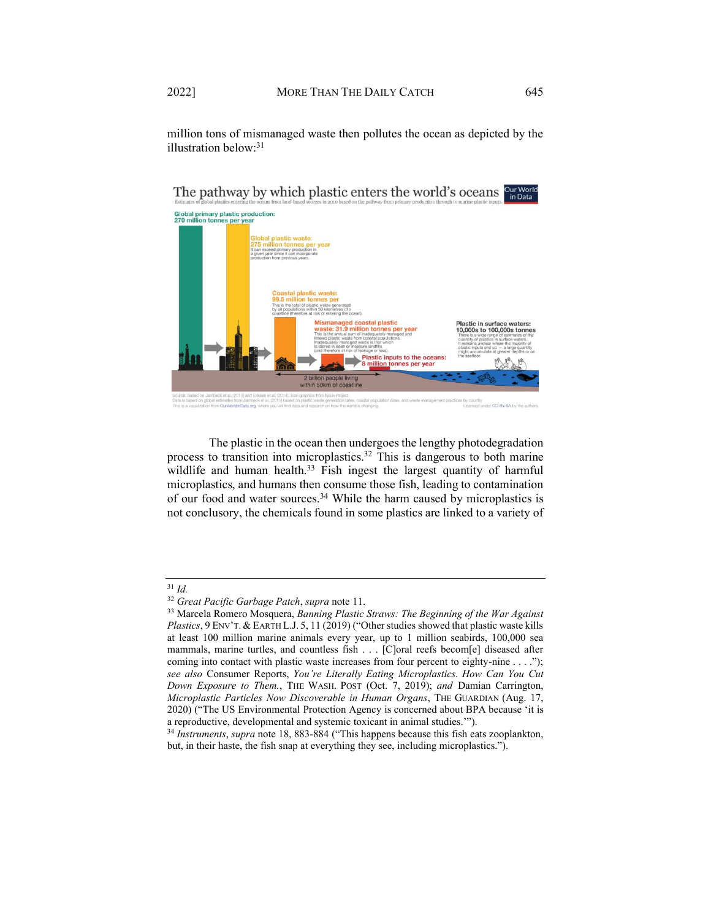million tons of mismanaged waste then pollutes the ocean as depicted by the illustration below:[31]

The plastic in the ocean then undergoes the lengthy photodegradation process to transition into microplastics.[32] This is dangerous to both marine wildlife and human health.[33] Fish ingest the largest quantity of harmful microplastics, and humans then consume those fish, leading to contamination of our food and water sources.[34] While the harm caused by microplastics is not conclusory, the chemicals found in some plastics are linked to a variety of

---

[31] *Id.*

[32] *Great Pacific Garbage Patch*, *supra* note 11.

[33] Marcela Romero Mosquera, *Banning Plastic Straws: The Beginning of the War Against Plastics*, 9 ENV'T. & EARTH L.J. 5, 11 (2019) ("Other studies showed that plastic waste kills at least 100 million marine animals every year, up to 1 million seabirds, 100,000 sea mammals, marine turtles, and countless fish . . . [C]oral reefs becom[e] diseased after coming into contact with plastic waste increases from four percent to eighty-nine . . . ."); *see also* Consumer Reports, *You're Literally Eating Microplastics. How Can You Cut Down Exposure to Them.*, THE WASH. POST (Oct. 7, 2019); *and* Damian Carrington, *Microplastic Particles Now Discoverable in Human Organs*, THE GUARDIAN (Aug. 17, 2020) ("The US Environmental Protection Agency is concerned about BPA because 'it is a reproductive, developmental and systemic toxicant in animal studies.'").

[34] *Instruments*, *supra* note 18, 883-884 ("This happens because this fish eats zooplankton, but, in their haste, the fish snap at everything they see, including microplastics.").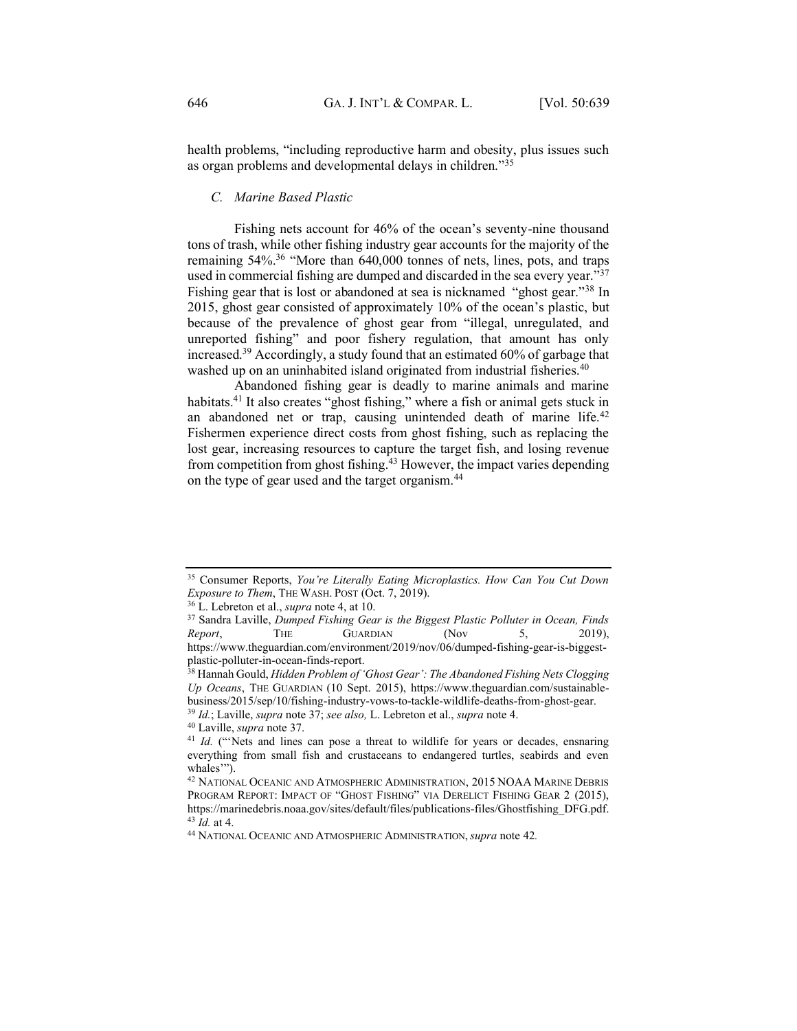health problems, "including reproductive harm and obesity, plus issues such as organ problems and developmental delays in children."[35]

### *C. Marine Based Plastic*

Fishing nets account for 46% of the ocean's seventy-nine thousand tons of trash, while other fishing industry gear accounts for the majority of the remaining 54%.[36] "More than 640,000 tonnes of nets, lines, pots, and traps used in commercial fishing are dumped and discarded in the sea every year."[37] Fishing gear that is lost or abandoned at sea is nicknamed "ghost gear."[38] In 2015, ghost gear consisted of approximately 10% of the ocean's plastic, but because of the prevalence of ghost gear from "illegal, unregulated, and unreported fishing" and poor fishery regulation, that amount has only increased.[39] Accordingly, a study found that an estimated 60% of garbage that washed up on an uninhabited island originated from industrial fisheries.[40]

Abandoned fishing gear is deadly to marine animals and marine habitats.[41] It also creates "ghost fishing," where a fish or animal gets stuck in an abandoned net or trap, causing unintended death of marine life.[42] Fishermen experience direct costs from ghost fishing, such as replacing the lost gear, increasing resources to capture the target fish, and losing revenue from competition from ghost fishing.[43] However, the impact varies depending on the type of gear used and the target organism.[44]

---

[35] Consumer Reports, *You're Literally Eating Microplastics. How Can You Cut Down Exposure to Them*, THE WASH. POST (Oct. 7, 2019).

[36] L. Lebreton et al., *supra* note 4, at 10.

[37] Sandra Laville, *Dumped Fishing Gear is the Biggest Plastic Polluter in Ocean, Finds Report*, THE GUARDIAN (Nov 5, 2019), https://www.theguardian.com/environment/2019/nov/06/dumped-fishing-gear-is-biggest-plastic-polluter-in-ocean-finds-report.

[38] Hannah Gould, *Hidden Problem of 'Ghost Gear': The Abandoned Fishing Nets Clogging Up Oceans*, THE GUARDIAN (10 Sept. 2015), https://www.theguardian.com/sustainable-business/2015/sep/10/fishing-industry-vows-to-tackle-wildlife-deaths-from-ghost-gear.

[39] *Id.*; Laville, *supra* note 37; *see also,* L. Lebreton et al., *supra* note 4.

[40] Laville, *supra* note 37.

[41] *Id.* ("'Nets and lines can pose a threat to wildlife for years or decades, ensnaring everything from small fish and crustaceans to endangered turtles, seabirds and even whales'").

[42] NATIONAL OCEANIC AND ATMOSPHERIC ADMINISTRATION, 2015 NOAA MARINE DEBRIS PROGRAM REPORT: IMPACT OF "GHOST FISHING" VIA DERELICT FISHING GEAR 2 (2015), https://marinedebris.noaa.gov/sites/default/files/publications-files/Ghostfishing_DFG.pdf.

[43] *Id.* at 4.

[44] NATIONAL OCEANIC AND ATMOSPHERIC ADMINISTRATION, *supra* note 42.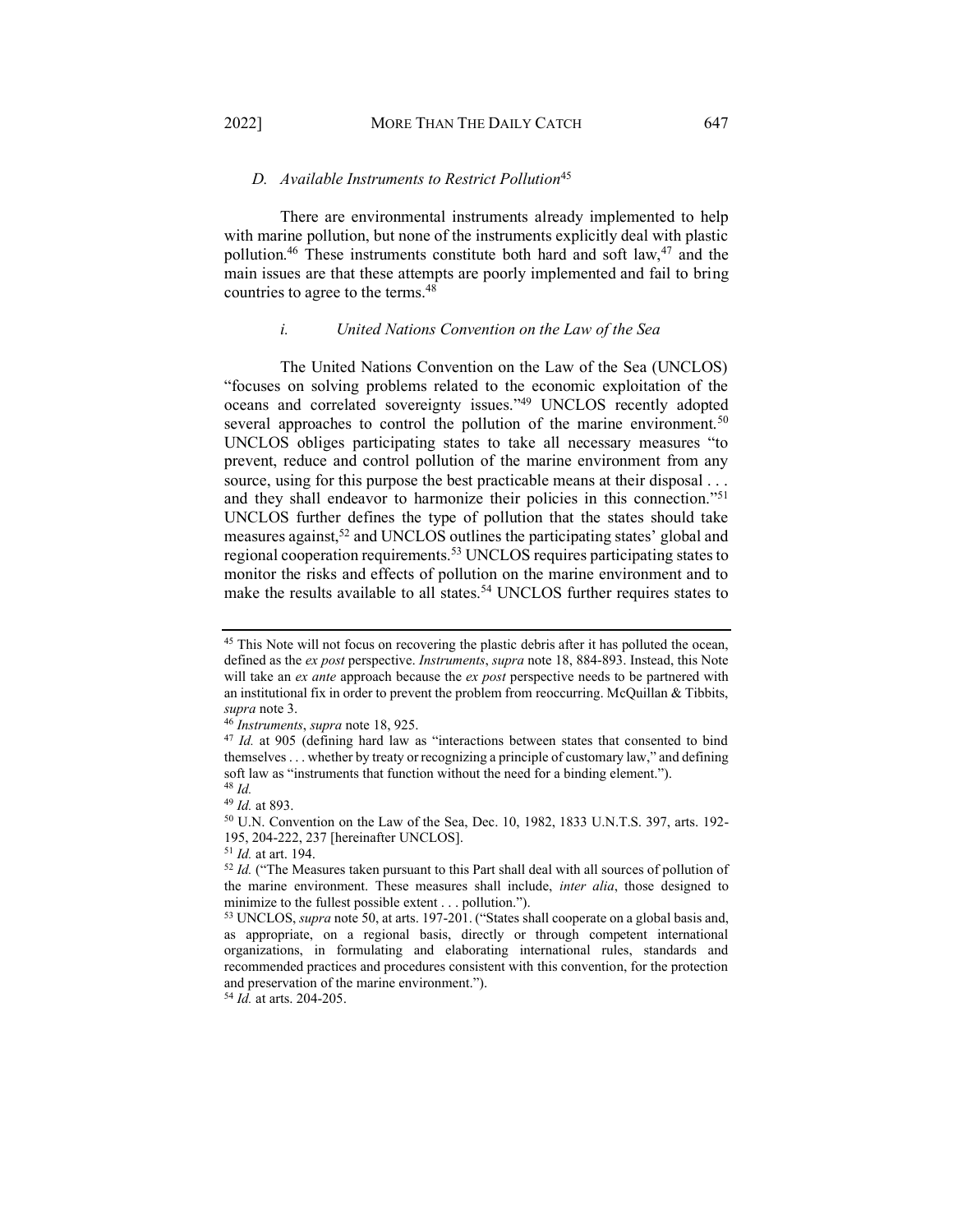### D. *Available Instruments to Restrict Pollution*[45]

There are environmental instruments already implemented to help with marine pollution, but none of the instruments explicitly deal with plastic pollution.[46] These instruments constitute both hard and soft law,[47] and the main issues are that these attempts are poorly implemented and fail to bring countries to agree to the terms.[48]

#### i. *United Nations Convention on the Law of the Sea*

The United Nations Convention on the Law of the Sea (UNCLOS) "focuses on solving problems related to the economic exploitation of the oceans and correlated sovereignty issues."[49] UNCLOS recently adopted several approaches to control the pollution of the marine environment.[50] UNCLOS obliges participating states to take all necessary measures "to prevent, reduce and control pollution of the marine environment from any source, using for this purpose the best practicable means at their disposal . . . and they shall endeavor to harmonize their policies in this connection."[51] UNCLOS further defines the type of pollution that the states should take measures against,[52] and UNCLOS outlines the participating states' global and regional cooperation requirements.[53] UNCLOS requires participating states to monitor the risks and effects of pollution on the marine environment and to make the results available to all states.[54] UNCLOS further requires states to

---

[45] This Note will not focus on recovering the plastic debris after it has polluted the ocean, defined as the *ex post* perspective. *Instruments*, *supra* note 18, 884-893. Instead, this Note will take an *ex ante* approach because the *ex post* perspective needs to be partnered with an institutional fix in order to prevent the problem from reoccurring. McQuillan & Tibbits, *supra* note 3.

[46] *Instruments*, *supra* note 18, 925.

[47] *Id.* at 905 (defining hard law as "interactions between states that consented to bind themselves . . . whether by treaty or recognizing a principle of customary law," and defining soft law as "instruments that function without the need for a binding element.").

[48] *Id.*

[49] *Id.* at 893.

[50] U.N. Convention on the Law of the Sea, Dec. 10, 1982, 1833 U.N.T.S. 397, arts. 192-195, 204-222, 237 [hereinafter UNCLOS].

[51] *Id.* at art. 194.

[52] *Id.* ("The Measures taken pursuant to this Part shall deal with all sources of pollution of the marine environment. These measures shall include, *inter alia*, those designed to minimize to the fullest possible extent . . . pollution.").

[53] UNCLOS, *supra* note 50, at arts. 197-201. ("States shall cooperate on a global basis and, as appropriate, on a regional basis, directly or through competent international organizations, in formulating and elaborating international rules, standards and recommended practices and procedures consistent with this convention, for the protection and preservation of the marine environment.").

[54] *Id.* at arts. 204-205.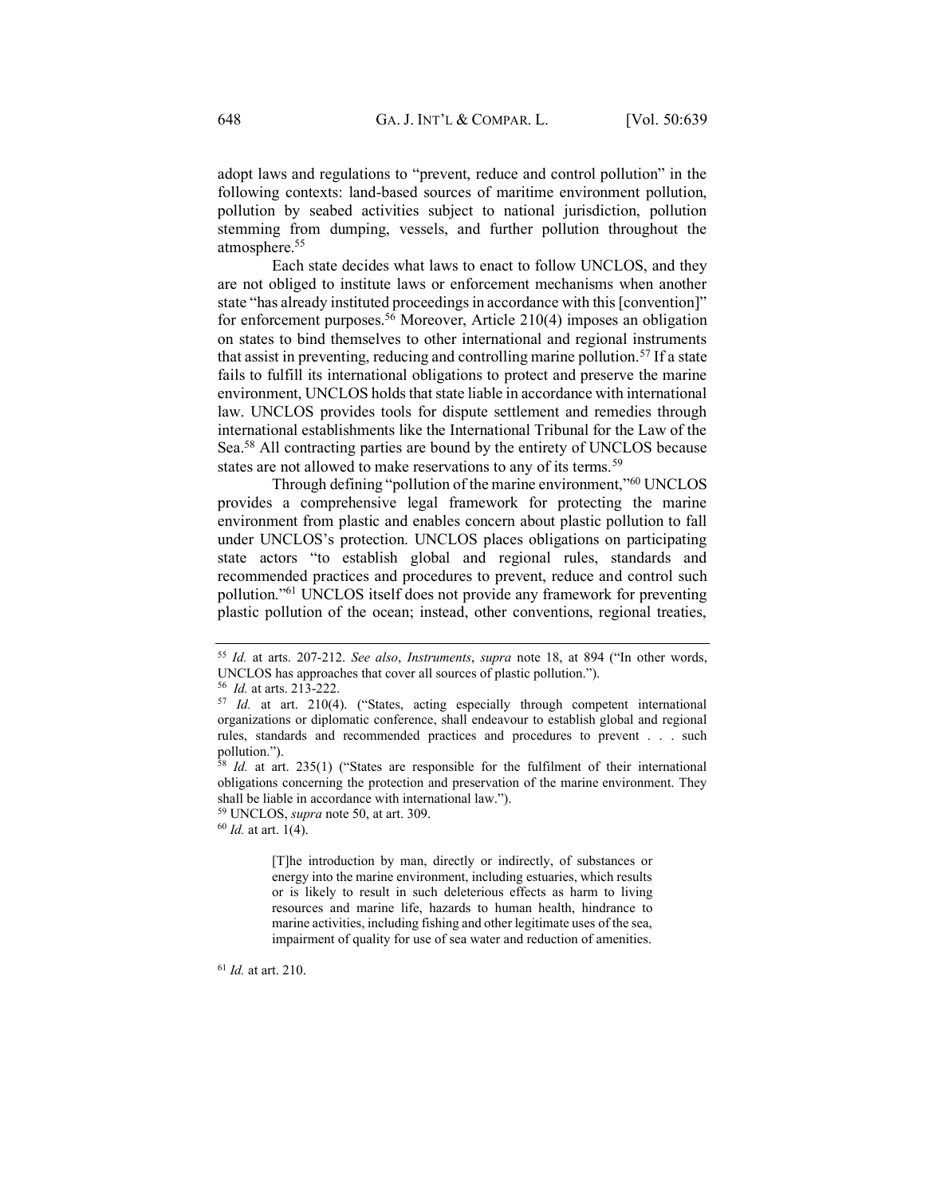adopt laws and regulations to "prevent, reduce and control pollution" in the following contexts: land-based sources of maritime environment pollution, pollution by seabed activities subject to national jurisdiction, pollution stemming from dumping, vessels, and further pollution throughout the atmosphere.[55]

Each state decides what laws to enact to follow UNCLOS, and they are not obliged to institute laws or enforcement mechanisms when another state "has already instituted proceedings in accordance with this [convention]" for enforcement purposes.[56] Moreover, Article 210(4) imposes an obligation on states to bind themselves to other international and regional instruments that assist in preventing, reducing and controlling marine pollution.[57] If a state fails to fulfill its international obligations to protect and preserve the marine environment, UNCLOS holds that state liable in accordance with international law. UNCLOS provides tools for dispute settlement and remedies through international establishments like the International Tribunal for the Law of the Sea.[58] All contracting parties are bound by the entirety of UNCLOS because states are not allowed to make reservations to any of its terms.[59]

Through defining "pollution of the marine environment,"[60] UNCLOS provides a comprehensive legal framework for protecting the marine environment from plastic and enables concern about plastic pollution to fall under UNCLOS's protection. UNCLOS places obligations on participating state actors "to establish global and regional rules, standards and recommended practices and procedures to prevent, reduce and control such pollution."[61] UNCLOS itself does not provide any framework for preventing plastic pollution of the ocean; instead, other conventions, regional treaties,

---

[55] *Id.* at arts. 207-212. *See also*, *Instruments*, *supra* note 18, at 894 ("In other words, UNCLOS has approaches that cover all sources of plastic pollution.").

[56] *Id.* at arts. 213-222.

[57] *Id.* at art. 210(4). ("States, acting especially through competent international organizations or diplomatic conference, shall endeavour to establish global and regional rules, standards and recommended practices and procedures to prevent . . . such pollution.").

[58] *Id.* at art. 235(1) ("States are responsible for the fulfilment of their international obligations concerning the protection and preservation of the marine environment. They shall be liable in accordance with international law.").

[59] UNCLOS, *supra* note 50, at art. 309.

[60] *Id.* at art. 1(4).

> [T]he introduction by man, directly or indirectly, of substances or energy into the marine environment, including estuaries, which results or is likely to result in such deleterious effects as harm to living resources and marine life, hazards to human health, hindrance to marine activities, including fishing and other legitimate uses of the sea, impairment of quality for use of sea water and reduction of amenities.

[61] *Id.* at art. 210.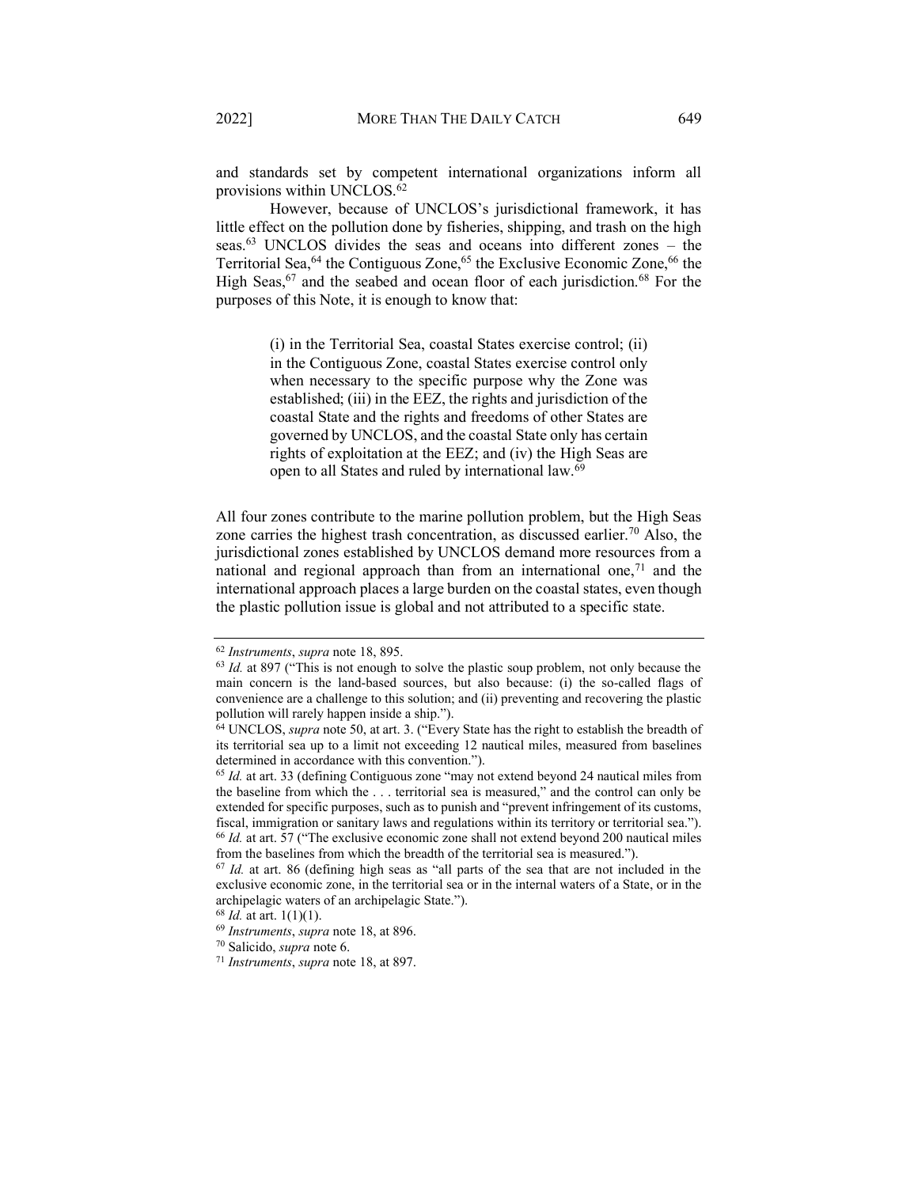and standards set by competent international organizations inform all provisions within UNCLOS.[62]

However, because of UNCLOS's jurisdictional framework, it has little effect on the pollution done by fisheries, shipping, and trash on the high seas.[63] UNCLOS divides the seas and oceans into different zones – the Territorial Sea,[64] the Contiguous Zone,[65] the Exclusive Economic Zone,[66] the High Seas,[67] and the seabed and ocean floor of each jurisdiction.[68] For the purposes of this Note, it is enough to know that:

> (i) in the Territorial Sea, coastal States exercise control; (ii) in the Contiguous Zone, coastal States exercise control only when necessary to the specific purpose why the Zone was established; (iii) in the EEZ, the rights and jurisdiction of the coastal State and the rights and freedoms of other States are governed by UNCLOS, and the coastal State only has certain rights of exploitation at the EEZ; and (iv) the High Seas are open to all States and ruled by international law.[69]

All four zones contribute to the marine pollution problem, but the High Seas zone carries the highest trash concentration, as discussed earlier.[70] Also, the jurisdictional zones established by UNCLOS demand more resources from a national and regional approach than from an international one,[71] and the international approach places a large burden on the coastal states, even though the plastic pollution issue is global and not attributed to a specific state.

---

[62] *Instruments*, *supra* note 18, 895.

[63] *Id.* at 897 ("This is not enough to solve the plastic soup problem, not only because the main concern is the land-based sources, but also because: (i) the so-called flags of convenience are a challenge to this solution; and (ii) preventing and recovering the plastic pollution will rarely happen inside a ship.").

[64] UNCLOS, *supra* note 50, at art. 3. ("Every State has the right to establish the breadth of its territorial sea up to a limit not exceeding 12 nautical miles, measured from baselines determined in accordance with this convention.").

[65] *Id.* at art. 33 (defining Contiguous zone "may not extend beyond 24 nautical miles from the baseline from which the . . . territorial sea is measured," and the control can only be extended for specific purposes, such as to punish and "prevent infringement of its customs, fiscal, immigration or sanitary laws and regulations within its territory or territorial sea.").

[66] *Id.* at art. 57 ("The exclusive economic zone shall not extend beyond 200 nautical miles from the baselines from which the breadth of the territorial sea is measured.").

[67] *Id.* at art. 86 (defining high seas as "all parts of the sea that are not included in the exclusive economic zone, in the territorial sea or in the internal waters of a State, or in the archipelagic waters of an archipelagic State.").

[68] *Id.* at art. 1(1)(1).

[69] *Instruments*, *supra* note 18, at 896.

[70] Salicido, *supra* note 6.

[71] *Instruments*, *supra* note 18, at 897.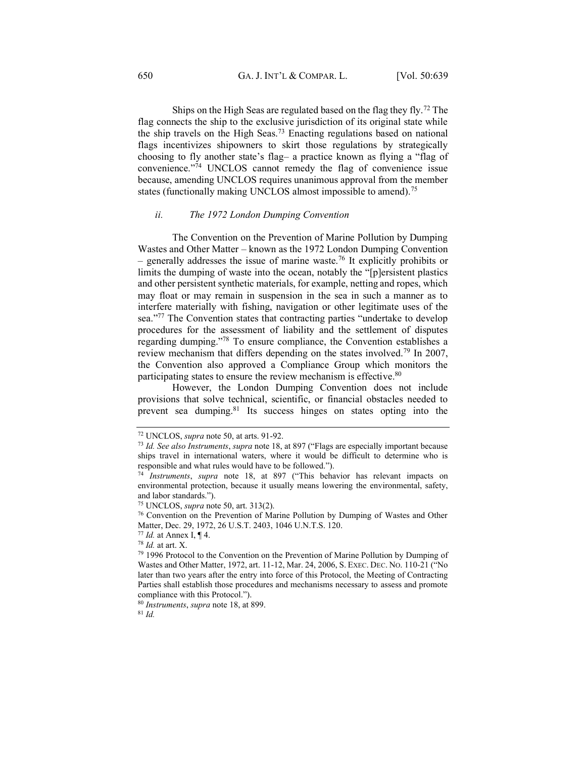Ships on the High Seas are regulated based on the flag they fly.[72] The flag connects the ship to the exclusive jurisdiction of its original state while the ship travels on the High Seas.[73] Enacting regulations based on national flags incentivizes shipowners to skirt those regulations by strategically choosing to fly another state's flag– a practice known as flying a "flag of convenience."[74] UNCLOS cannot remedy the flag of convenience issue because, amending UNCLOS requires unanimous approval from the member states (functionally making UNCLOS almost impossible to amend).[75]

### *ii. The 1972 London Dumping Convention*

The Convention on the Prevention of Marine Pollution by Dumping Wastes and Other Matter – known as the 1972 London Dumping Convention – generally addresses the issue of marine waste.[76] It explicitly prohibits or limits the dumping of waste into the ocean, notably the "[p]ersistent plastics and other persistent synthetic materials, for example, netting and ropes, which may float or may remain in suspension in the sea in such a manner as to interfere materially with fishing, navigation or other legitimate uses of the sea."[77] The Convention states that contracting parties "undertake to develop procedures for the assessment of liability and the settlement of disputes regarding dumping."[78] To ensure compliance, the Convention establishes a review mechanism that differs depending on the states involved.[79] In 2007, the Convention also approved a Compliance Group which monitors the participating states to ensure the review mechanism is effective.[80]

However, the London Dumping Convention does not include provisions that solve technical, scientific, or financial obstacles needed to prevent sea dumping.[81] Its success hinges on states opting into the

---

[72] UNCLOS, *supra* note 50, at arts. 91-92.

[73] *Id. See also Instruments*, *supra* note 18, at 897 ("Flags are especially important because ships travel in international waters, where it would be difficult to determine who is responsible and what rules would have to be followed.").

[74] *Instruments*, *supra* note 18, at 897 ("This behavior has relevant impacts on environmental protection, because it usually means lowering the environmental, safety, and labor standards.").

[75] UNCLOS, *supra* note 50, art. 313(2).

[76] Convention on the Prevention of Marine Pollution by Dumping of Wastes and Other Matter, Dec. 29, 1972, 26 U.S.T. 2403, 1046 U.N.T.S. 120.

[77] *Id.* at Annex I, ¶ 4.

[78] *Id.* at art. X.

[79] 1996 Protocol to the Convention on the Prevention of Marine Pollution by Dumping of Wastes and Other Matter, 1972, art. 11-12, Mar. 24, 2006, S. EXEC. DEC. NO. 110-21 ("No later than two years after the entry into force of this Protocol, the Meeting of Contracting Parties shall establish those procedures and mechanisms necessary to assess and promote compliance with this Protocol.").

[80] *Instruments*, *supra* note 18, at 899.

[81] *Id.*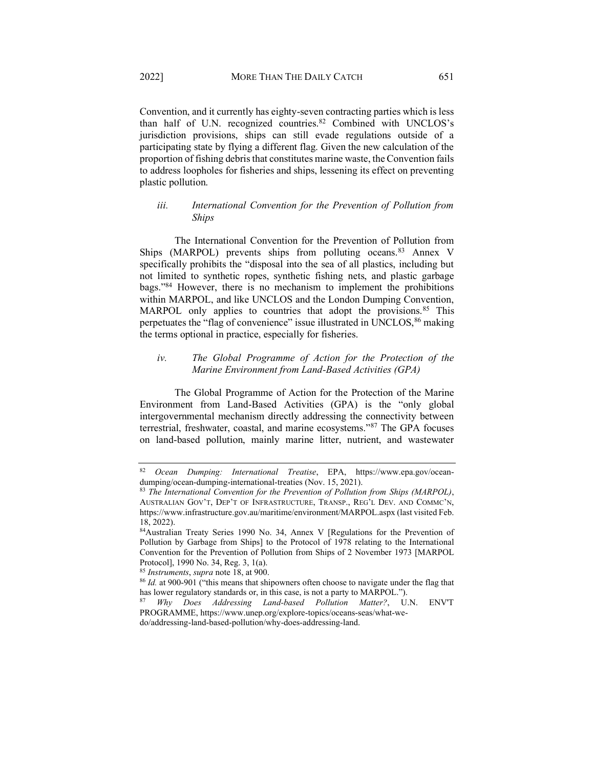Convention, and it currently has eighty-seven contracting parties which is less than half of U.N. recognized countries.[82] Combined with UNCLOS's jurisdiction provisions, ships can still evade regulations outside of a participating state by flying a different flag. Given the new calculation of the proportion of fishing debris that constitutes marine waste, the Convention fails to address loopholes for fisheries and ships, lessening its effect on preventing plastic pollution.

### *iii. International Convention for the Prevention of Pollution from Ships*

The International Convention for the Prevention of Pollution from Ships (MARPOL) prevents ships from polluting oceans.[83] Annex V specifically prohibits the "disposal into the sea of all plastics, including but not limited to synthetic ropes, synthetic fishing nets, and plastic garbage bags."[84] However, there is no mechanism to implement the prohibitions within MARPOL, and like UNCLOS and the London Dumping Convention, MARPOL only applies to countries that adopt the provisions.[85] This perpetuates the "flag of convenience" issue illustrated in UNCLOS,[86] making the terms optional in practice, especially for fisheries.

### *iv. The Global Programme of Action for the Protection of the Marine Environment from Land-Based Activities (GPA)*

The Global Programme of Action for the Protection of the Marine Environment from Land-Based Activities (GPA) is the "only global intergovernmental mechanism directly addressing the connectivity between terrestrial, freshwater, coastal, and marine ecosystems."[87] The GPA focuses on land-based pollution, mainly marine litter, nutrient, and wastewater

---

[82] *Ocean Dumping: International Treatise*, EPA, https://www.epa.gov/ocean-dumping/ocean-dumping-international-treaties (Nov. 15, 2021).

[83] *The International Convention for the Prevention of Pollution from Ships (MARPOL)*, AUSTRALIAN GOV'T, DEP'T OF INFRASTRUCTURE, TRANSP., REG'L DEV. AND COMMC'N, https://www.infrastructure.gov.au/maritime/environment/MARPOL.aspx (last visited Feb. 18, 2022).

[84] Australian Treaty Series 1990 No. 34, Annex V [Regulations for the Prevention of Pollution by Garbage from Ships] to the Protocol of 1978 relating to the International Convention for the Prevention of Pollution from Ships of 2 November 1973 [MARPOL Protocol], 1990 No. 34, Reg. 3, 1(a).

[85] *Instruments*, *supra* note 18, at 900.

[86] *Id.* at 900-901 ("this means that shipowners often choose to navigate under the flag that has lower regulatory standards or, in this case, is not a party to MARPOL.").

[87] *Why Does Addressing Land-based Pollution Matter?*, U.N. ENV'T PROGRAMME, https://www.unep.org/explore-topics/oceans-seas/what-we-do/addressing-land-based-pollution/why-does-addressing-land.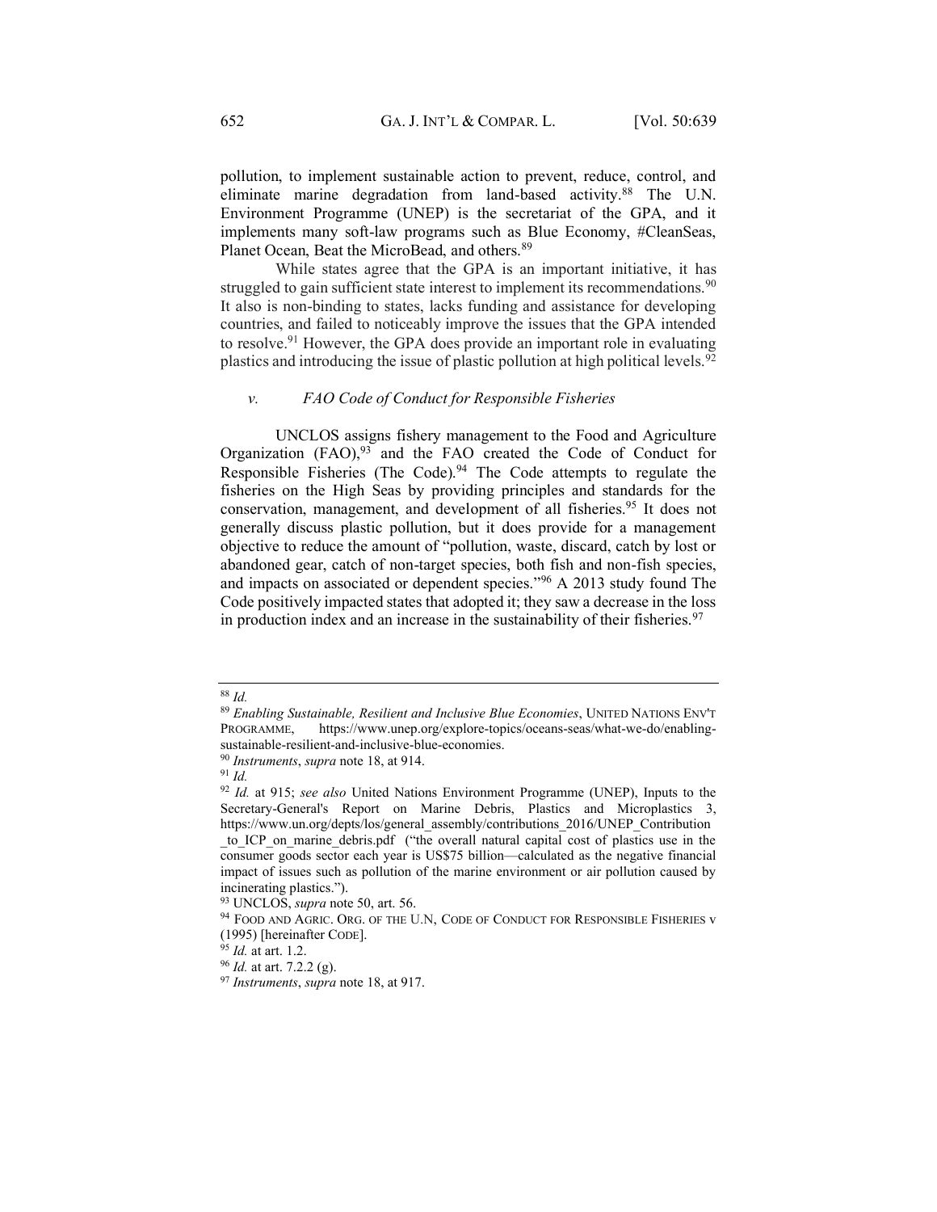pollution, to implement sustainable action to prevent, reduce, control, and eliminate marine degradation from land-based activity.[88] The U.N. Environment Programme (UNEP) is the secretariat of the GPA, and it implements many soft-law programs such as Blue Economy, #CleanSeas, Planet Ocean, Beat the MicroBead, and others.[89]

While states agree that the GPA is an important initiative, it has struggled to gain sufficient state interest to implement its recommendations.[90] It also is non-binding to states, lacks funding and assistance for developing countries, and failed to noticeably improve the issues that the GPA intended to resolve.[91] However, the GPA does provide an important role in evaluating plastics and introducing the issue of plastic pollution at high political levels.[92]

#### *v. FAO Code of Conduct for Responsible Fisheries*

UNCLOS assigns fishery management to the Food and Agriculture Organization (FAO),[93] and the FAO created the Code of Conduct for Responsible Fisheries (The Code).[94] The Code attempts to regulate the fisheries on the High Seas by providing principles and standards for the conservation, management, and development of all fisheries.[95] It does not generally discuss plastic pollution, but it does provide for a management objective to reduce the amount of "pollution, waste, discard, catch by lost or abandoned gear, catch of non-target species, both fish and non-fish species, and impacts on associated or dependent species."[96] A 2013 study found The Code positively impacted states that adopted it; they saw a decrease in the loss in production index and an increase in the sustainability of their fisheries.[97]

---

[88] *Id.*

[89] *Enabling Sustainable, Resilient and Inclusive Blue Economies*, UNITED NATIONS ENV'T PROGRAMME, https://www.unep.org/explore-topics/oceans-seas/what-we-do/enabling-sustainable-resilient-and-inclusive-blue-economies.

[90] *Instruments*, *supra* note 18, at 914.

[91] *Id.*

[92] *Id.* at 915; *see also* United Nations Environment Programme (UNEP), Inputs to the Secretary-General's Report on Marine Debris, Plastics and Microplastics 3, https://www.un.org/depts/los/general_assembly/contributions_2016/UNEP_Contribution_to_ICP_on_marine_debris.pdf ("the overall natural capital cost of plastics use in the consumer goods sector each year is US$75 billion—calculated as the negative financial impact of issues such as pollution of the marine environment or air pollution caused by incinerating plastics.").

[93] UNCLOS, *supra* note 50, art. 56.

[94] FOOD AND AGRIC. ORG. OF THE U.N, CODE OF CONDUCT FOR RESPONSIBLE FISHERIES v (1995) [hereinafter CODE].

[95] *Id.* at art. 1.2.

[96] *Id.* at art. 7.2.2 (g).

[97] *Instruments*, *supra* note 18, at 917.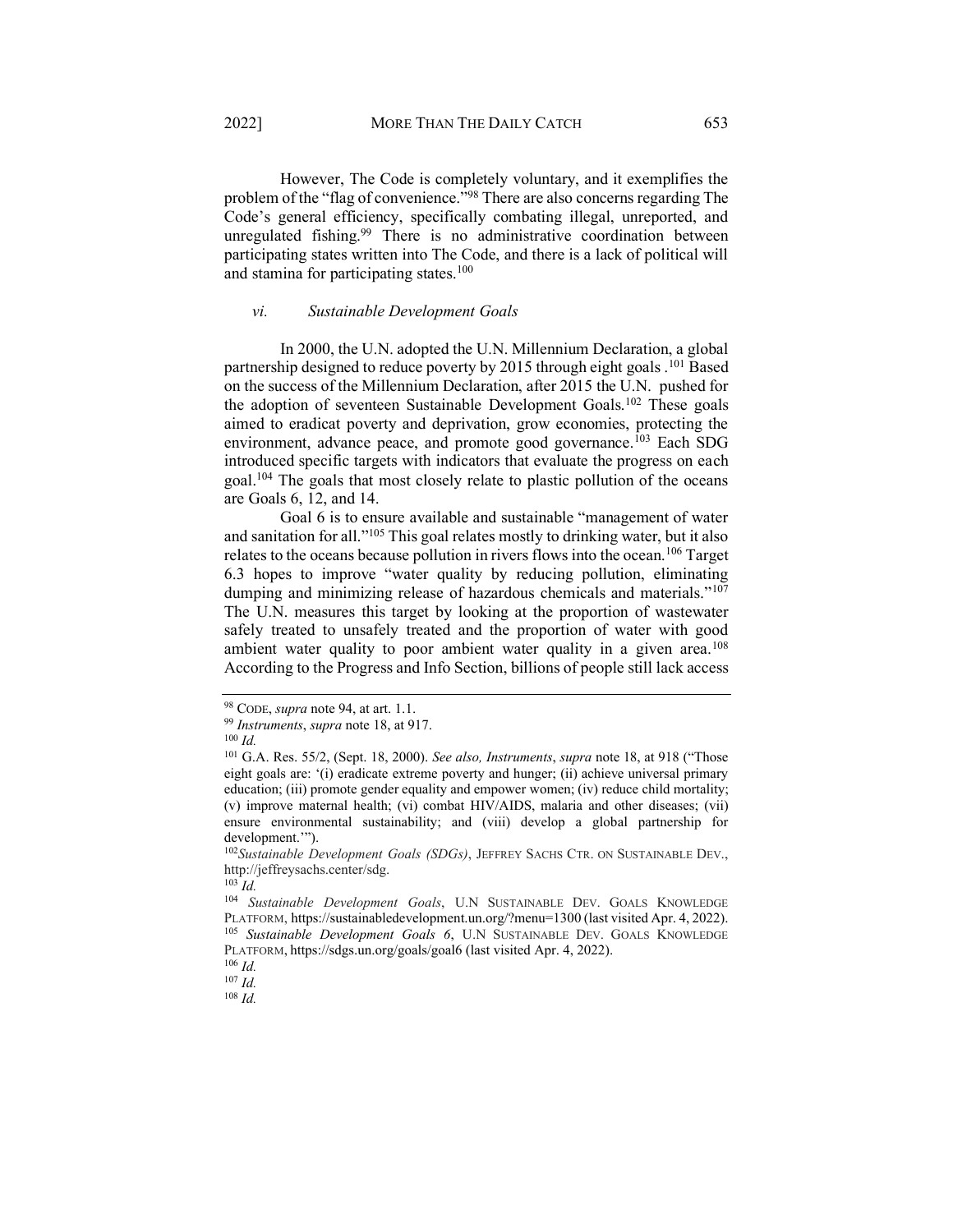However, The Code is completely voluntary, and it exemplifies the problem of the "flag of convenience."[98] There are also concerns regarding The Code's general efficiency, specifically combating illegal, unreported, and unregulated fishing.[99] There is no administrative coordination between participating states written into The Code, and there is a lack of political will and stamina for participating states.[100]

### *vi. Sustainable Development Goals*

In 2000, the U.N. adopted the U.N. Millennium Declaration, a global partnership designed to reduce poverty by 2015 through eight goals .[101] Based on the success of the Millennium Declaration, after 2015 the U.N. pushed for the adoption of seventeen Sustainable Development Goals.[102] These goals aimed to eradicat poverty and deprivation, grow economies, protecting the environment, advance peace, and promote good governance.[103] Each SDG introduced specific targets with indicators that evaluate the progress on each goal.[104] The goals that most closely relate to plastic pollution of the oceans are Goals 6, 12, and 14.

Goal 6 is to ensure available and sustainable "management of water and sanitation for all."[105] This goal relates mostly to drinking water, but it also relates to the oceans because pollution in rivers flows into the ocean.[106] Target 6.3 hopes to improve "water quality by reducing pollution, eliminating dumping and minimizing release of hazardous chemicals and materials."[107] The U.N. measures this target by looking at the proportion of wastewater safely treated to unsafely treated and the proportion of water with good ambient water quality to poor ambient water quality in a given area.[108] According to the Progress and Info Section, billions of people still lack access

---

[98] CODE, *supra* note 94, at art. 1.1.

[99] *Instruments*, *supra* note 18, at 917.

[100] *Id.*

[101] G.A. Res. 55/2, (Sept. 18, 2000). *See also, Instruments*, *supra* note 18, at 918 ("Those eight goals are: '(i) eradicate extreme poverty and hunger; (ii) achieve universal primary education; (iii) promote gender equality and empower women; (iv) reduce child mortality; (v) improve maternal health; (vi) combat HIV/AIDS, malaria and other diseases; (vii) ensure environmental sustainability; and (viii) develop a global partnership for development.'").

[102] *Sustainable Development Goals (SDGs)*, JEFFREY SACHS CTR. ON SUSTAINABLE DEV., http://jeffreysachs.center/sdg.

[103] *Id.*

[104] *Sustainable Development Goals*, U.N SUSTAINABLE DEV. GOALS KNOWLEDGE PLATFORM, https://sustainabledevelopment.un.org/?menu=1300 (last visited Apr. 4, 2022).

[105] *Sustainable Development Goals 6*, U.N SUSTAINABLE DEV. GOALS KNOWLEDGE PLATFORM, https://sdgs.un.org/goals/goal6 (last visited Apr. 4, 2022).

[106] *Id.*

[107] *Id.*

[108] *Id.*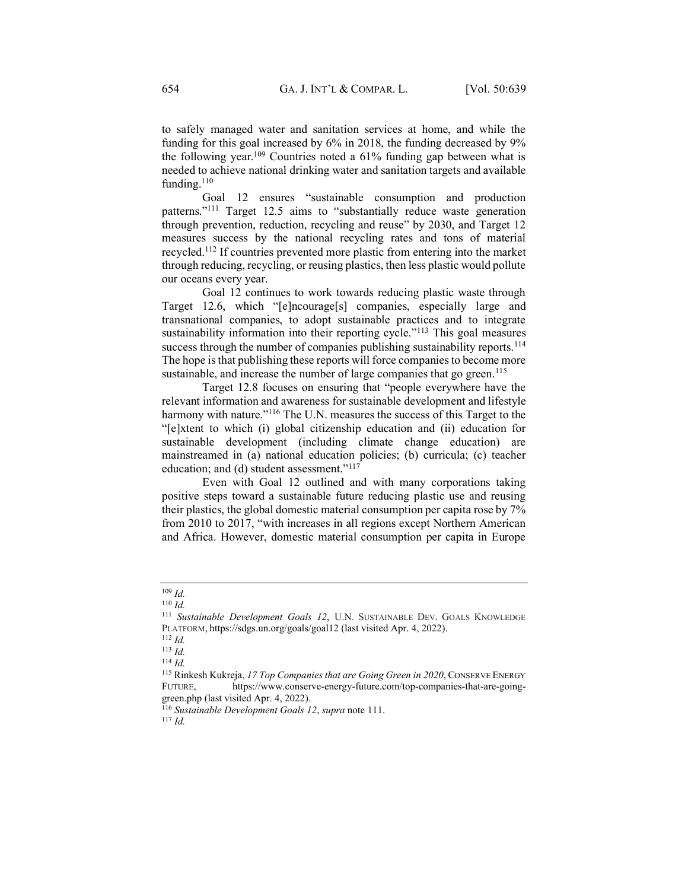to safely managed water and sanitation services at home, and while the funding for this goal increased by 6% in 2018, the funding decreased by 9% the following year.[109] Countries noted a 61% funding gap between what is needed to achieve national drinking water and sanitation targets and available funding.[110]

Goal 12 ensures "sustainable consumption and production patterns."[111] Target 12.5 aims to "substantially reduce waste generation through prevention, reduction, recycling and reuse" by 2030, and Target 12 measures success by the national recycling rates and tons of material recycled.[112] If countries prevented more plastic from entering into the market through reducing, recycling, or reusing plastics, then less plastic would pollute our oceans every year.

Goal 12 continues to work towards reducing plastic waste through Target 12.6, which "[e]ncourage[s] companies, especially large and transnational companies, to adopt sustainable practices and to integrate sustainability information into their reporting cycle."[113] This goal measures success through the number of companies publishing sustainability reports.[114] The hope is that publishing these reports will force companies to become more sustainable, and increase the number of large companies that go green.[115]

Target 12.8 focuses on ensuring that "people everywhere have the relevant information and awareness for sustainable development and lifestyle harmony with nature."[116] The U.N. measures the success of this Target to the "[e]xtent to which (i) global citizenship education and (ii) education for sustainable development (including climate change education) are mainstreamed in (a) national education policies; (b) curricula; (c) teacher education; and (d) student assessment."[117]

Even with Goal 12 outlined and with many corporations taking positive steps toward a sustainable future reducing plastic use and reusing their plastics, the global domestic material consumption per capita rose by 7% from 2010 to 2017, "with increases in all regions except Northern American and Africa. However, domestic material consumption per capita in Europe

---

[109] *Id.*

[110] *Id.*

[111] *Sustainable Development Goals 12*, U.N. SUSTAINABLE DEV. GOALS KNOWLEDGE PLATFORM, https://sdgs.un.org/goals/goal12 (last visited Apr. 4, 2022).

[112] *Id.*

[113] *Id.*

[114] *Id.*

[115] Rinkesh Kukreja, *17 Top Companies that are Going Green in 2020*, CONSERVE ENERGY FUTURE, https://www.conserve-energy-future.com/top-companies-that-are-going-green.php (last visited Apr. 4, 2022).

[116] *Sustainable Development Goals 12*, *supra* note 111.

[117] *Id.*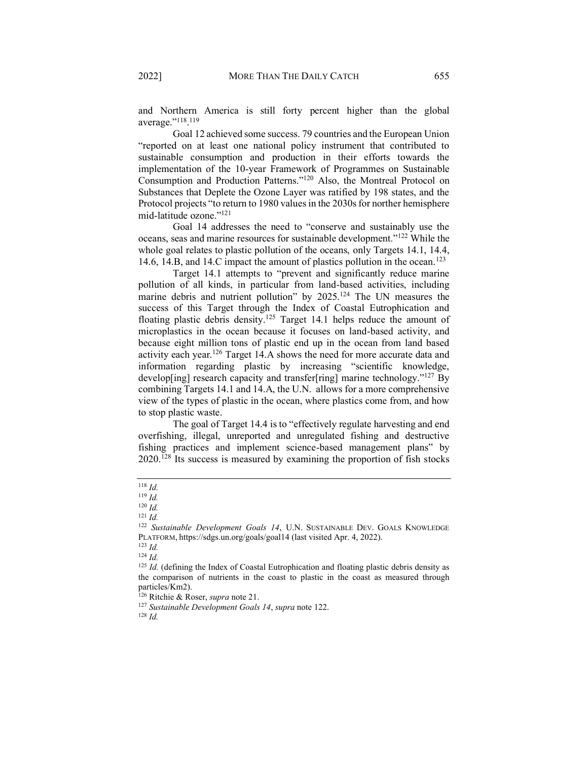and Northern America is still forty percent higher than the global average."[118].[119]

Goal 12 achieved some success. 79 countries and the European Union "reported on at least one national policy instrument that contributed to sustainable consumption and production in their efforts towards the implementation of the 10-year Framework of Programmes on Sustainable Consumption and Production Patterns."[120] Also, the Montreal Protocol on Substances that Deplete the Ozone Layer was ratified by 198 states, and the Protocol projects "to return to 1980 values in the 2030s for norther hemisphere mid-latitude ozone."[121]

Goal 14 addresses the need to "conserve and sustainably use the oceans, seas and marine resources for sustainable development."[122] While the whole goal relates to plastic pollution of the oceans, only Targets 14.1, 14.4, 14.6, 14.B, and 14.C impact the amount of plastics pollution in the ocean.[123]

Target 14.1 attempts to "prevent and significantly reduce marine pollution of all kinds, in particular from land-based activities, including marine debris and nutrient pollution" by 2025.[124] The UN measures the success of this Target through the Index of Coastal Eutrophication and floating plastic debris density.[125] Target 14.1 helps reduce the amount of microplastics in the ocean because it focuses on land-based activity, and because eight million tons of plastic end up in the ocean from land based activity each year.[126] Target 14.A shows the need for more accurate data and information regarding plastic by increasing "scientific knowledge, develop[ing] research capacity and transfer[ring] marine technology."[127] By combining Targets 14.1 and 14.A, the U.N. allows for a more comprehensive view of the types of plastic in the ocean, where plastics come from, and how to stop plastic waste.

The goal of Target 14.4 is to "effectively regulate harvesting and end overfishing, illegal, unreported and unregulated fishing and destructive fishing practices and implement science-based management plans" by 2020.[128] Its success is measured by examining the proportion of fish stocks

---

[118] *Id.*

[119] *Id.*

[120] *Id.*

[121] *Id.*

[122] *Sustainable Development Goals 14*, U.N. SUSTAINABLE DEV. GOALS KNOWLEDGE PLATFORM, https://sdgs.un.org/goals/goal14 (last visited Apr. 4, 2022).

[123] *Id.*

[124] *Id.*

[125] *Id.* (defining the Index of Coastal Eutrophication and floating plastic debris density as the comparison of nutrients in the coast to plastic in the coast as measured through particles/Km2).

[126] Ritchie & Roser, *supra* note 21.

[127] *Sustainable Development Goals 14*, *supra* note 122.

[128] *Id.*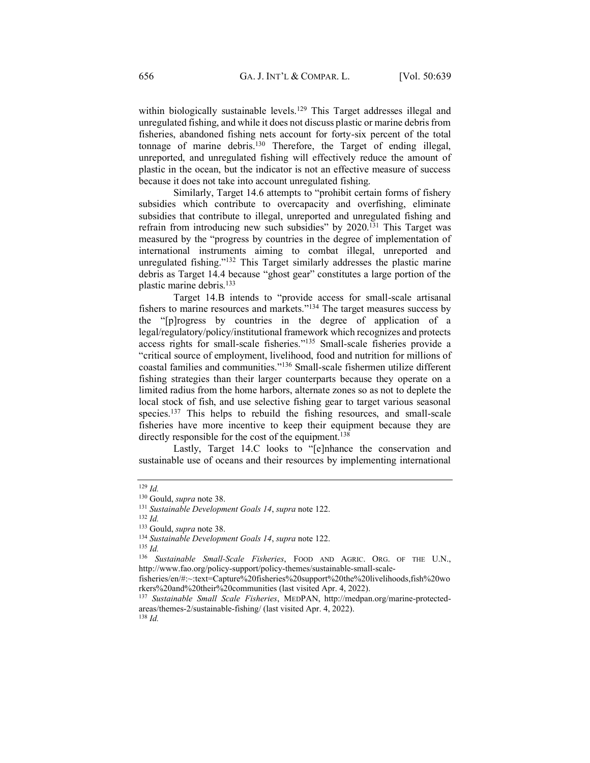within biologically sustainable levels.[129] This Target addresses illegal and unregulated fishing, and while it does not discuss plastic or marine debris from fisheries, abandoned fishing nets account for forty-six percent of the total tonnage of marine debris.[130] Therefore, the Target of ending illegal, unreported, and unregulated fishing will effectively reduce the amount of plastic in the ocean, but the indicator is not an effective measure of success because it does not take into account unregulated fishing.

Similarly, Target 14.6 attempts to "prohibit certain forms of fishery subsidies which contribute to overcapacity and overfishing, eliminate subsidies that contribute to illegal, unreported and unregulated fishing and refrain from introducing new such subsidies" by 2020.[131] This Target was measured by the "progress by countries in the degree of implementation of international instruments aiming to combat illegal, unreported and unregulated fishing."[132] This Target similarly addresses the plastic marine debris as Target 14.4 because "ghost gear" constitutes a large portion of the plastic marine debris.[133]

Target 14.B intends to "provide access for small-scale artisanal fishers to marine resources and markets."[134] The target measures success by the "[p]rogress by countries in the degree of application of a legal/regulatory/policy/institutional framework which recognizes and protects access rights for small-scale fisheries."[135] Small-scale fisheries provide a "critical source of employment, livelihood, food and nutrition for millions of coastal families and communities."[136] Small-scale fishermen utilize different fishing strategies than their larger counterparts because they operate on a limited radius from the home harbors, alternate zones so as not to deplete the local stock of fish, and use selective fishing gear to target various seasonal species.[137] This helps to rebuild the fishing resources, and small-scale fisheries have more incentive to keep their equipment because they are directly responsible for the cost of the equipment.[138]

Lastly, Target 14.C looks to "[e]nhance the conservation and sustainable use of oceans and their resources by implementing international

---

[129] *Id.*

[130] Gould, *supra* note 38.

[131] *Sustainable Development Goals 14*, *supra* note 122.

[132] *Id.*

[133] Gould, *supra* note 38.

[134] *Sustainable Development Goals 14*, *supra* note 122.

[135] *Id.*

[136] *Sustainable Small-Scale Fisheries*, FOOD AND AGRIC. ORG. OF THE U.N., http://www.fao.org/policy-support/policy-themes/sustainable-small-scale-fisheries/en/#:~:text=Capture%20fisheries%20support%20the%20livelihoods,fish%20workers%20and%20their%20communities (last visited Apr. 4, 2022).

[137] *Sustainable Small Scale Fisheries*, MEDPAN, http://medpan.org/marine-protected-areas/themes-2/sustainable-fishing/ (last visited Apr. 4, 2022).

[138] *Id.*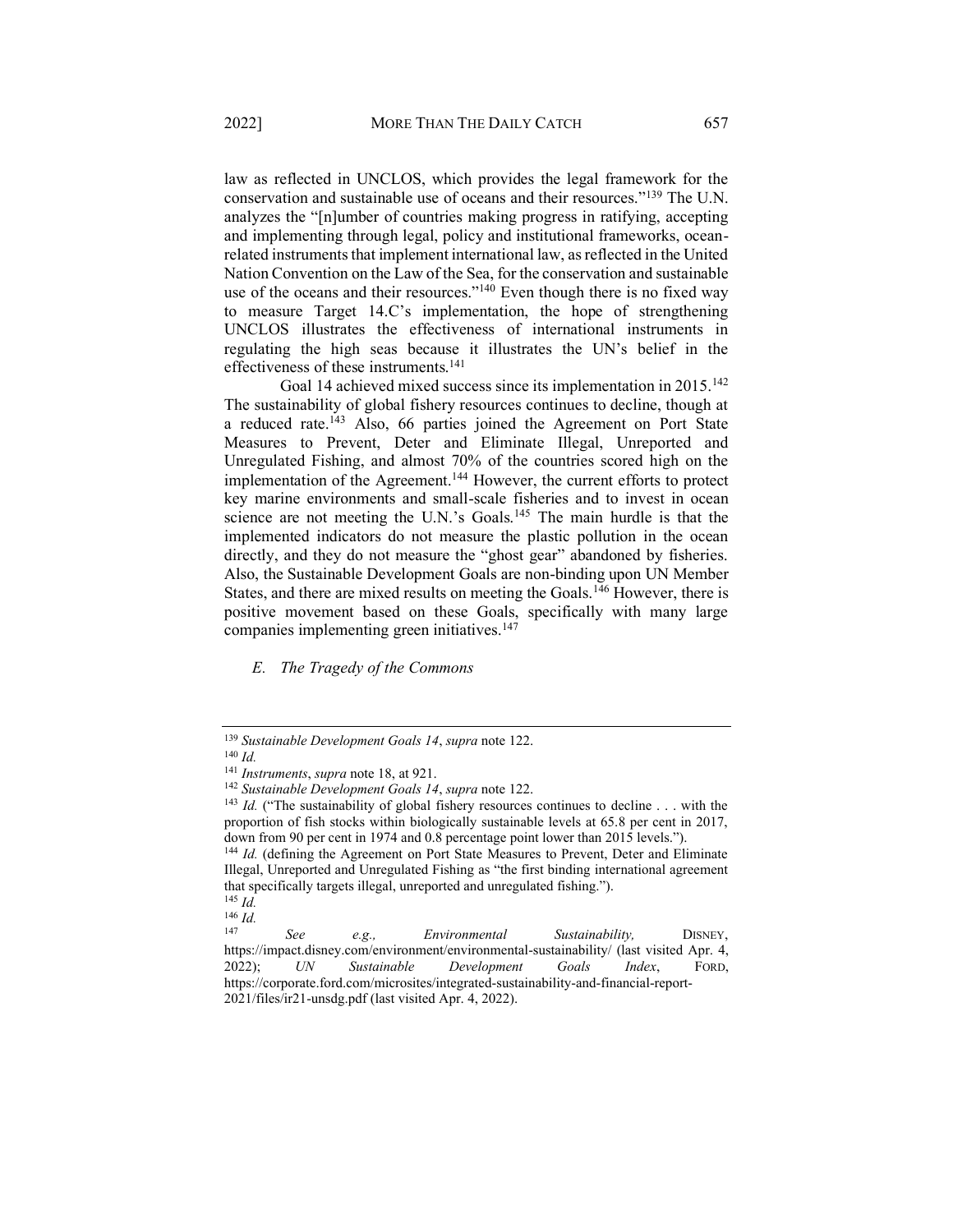law as reflected in UNCLOS, which provides the legal framework for the conservation and sustainable use of oceans and their resources."[139] The U.N. analyzes the "[n]umber of countries making progress in ratifying, accepting and implementing through legal, policy and institutional frameworks, ocean-related instruments that implement international law, as reflected in the United Nation Convention on the Law of the Sea, for the conservation and sustainable use of the oceans and their resources."[140] Even though there is no fixed way to measure Target 14.C's implementation, the hope of strengthening UNCLOS illustrates the effectiveness of international instruments in regulating the high seas because it illustrates the UN's belief in the effectiveness of these instruments.[141]

Goal 14 achieved mixed success since its implementation in 2015.[142] The sustainability of global fishery resources continues to decline, though at a reduced rate.[143] Also, 66 parties joined the Agreement on Port State Measures to Prevent, Deter and Eliminate Illegal, Unreported and Unregulated Fishing, and almost 70% of the countries scored high on the implementation of the Agreement.[144] However, the current efforts to protect key marine environments and small-scale fisheries and to invest in ocean science are not meeting the U.N.'s Goals.[145] The main hurdle is that the implemented indicators do not measure the plastic pollution in the ocean directly, and they do not measure the "ghost gear" abandoned by fisheries. Also, the Sustainable Development Goals are non-binding upon UN Member States, and there are mixed results on meeting the Goals.[146] However, there is positive movement based on these Goals, specifically with many large companies implementing green initiatives.[147]

### *E. The Tragedy of the Commons*

---

[139] *Sustainable Development Goals 14*, *supra* note 122.

[140] *Id.*

[141] *Instruments*, *supra* note 18, at 921.

[142] *Sustainable Development Goals 14*, *supra* note 122.

[143] *Id.* ("The sustainability of global fishery resources continues to decline . . . with the proportion of fish stocks within biologically sustainable levels at 65.8 per cent in 2017, down from 90 per cent in 1974 and 0.8 percentage point lower than 2015 levels.").

[144] *Id.* (defining the Agreement on Port State Measures to Prevent, Deter and Eliminate Illegal, Unreported and Unregulated Fishing as "the first binding international agreement that specifically targets illegal, unreported and unregulated fishing.").

[145] *Id.*

[146] *Id.*

[147] *See e.g.*, *Environmental Sustainability,* DISNEY, https://impact.disney.com/environment/environmental-sustainability/ (last visited Apr. 4, 2022); *UN Sustainable Development Goals Index*, FORD, https://corporate.ford.com/microsites/integrated-sustainability-and-financial-report-2021/files/ir21-unsdg.pdf (last visited Apr. 4, 2022).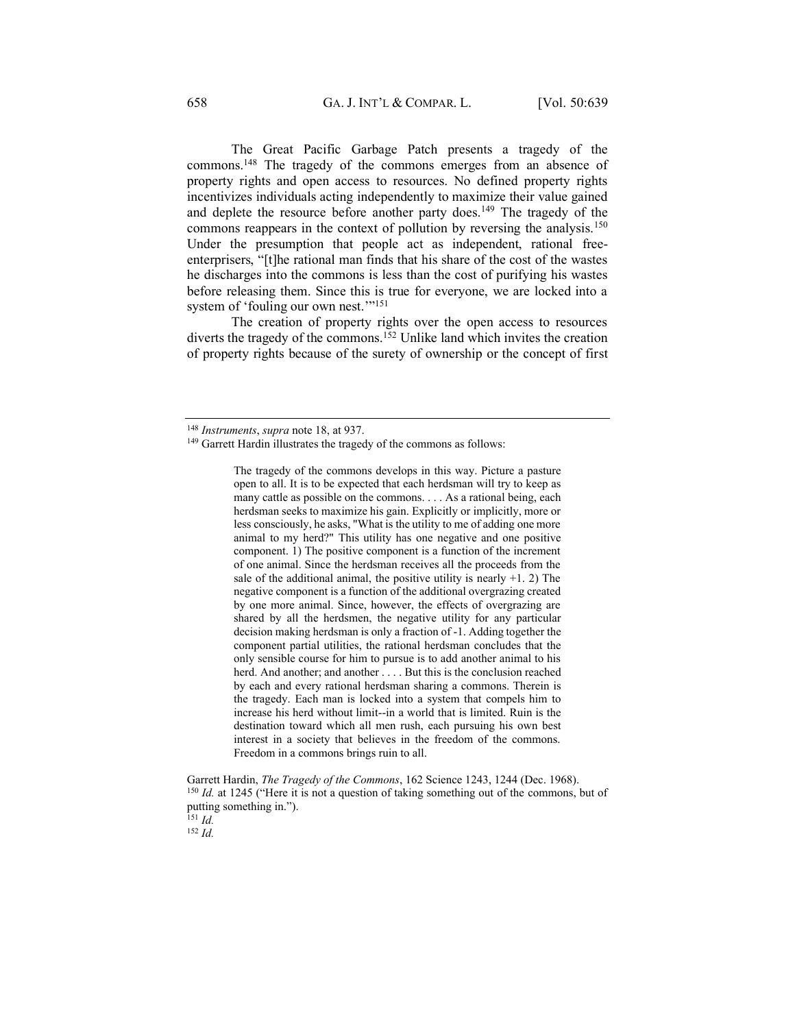The Great Pacific Garbage Patch presents a tragedy of the commons.[148] The tragedy of the commons emerges from an absence of property rights and open access to resources. No defined property rights incentivizes individuals acting independently to maximize their value gained and deplete the resource before another party does.[149] The tragedy of the commons reappears in the context of pollution by reversing the analysis.[150] Under the presumption that people act as independent, rational free-enterprisers, "[t]he rational man finds that his share of the cost of the wastes he discharges into the commons is less than the cost of purifying his wastes before releasing them. Since this is true for everyone, we are locked into a system of 'fouling our own nest.'"[151]

The creation of property rights over the open access to resources diverts the tragedy of the commons.[152] Unlike land which invites the creation of property rights because of the surety of ownership or the concept of first

---

[148] *Instruments*, *supra* note 18, at 937.

[149] Garrett Hardin illustrates the tragedy of the commons as follows:

> The tragedy of the commons develops in this way. Picture a pasture open to all. It is to be expected that each herdsman will try to keep as many cattle as possible on the commons. . . . As a rational being, each herdsman seeks to maximize his gain. Explicitly or implicitly, more or less consciously, he asks, "What is the utility to me of adding one more animal to my herd?" This utility has one negative and one positive component. 1) The positive component is a function of the increment of one animal. Since the herdsman receives all the proceeds from the sale of the additional animal, the positive utility is nearly +1. 2) The negative component is a function of the additional overgrazing created by one more animal. Since, however, the effects of overgrazing are shared by all the herdsmen, the negative utility for any particular decision making herdsman is only a fraction of -1. Adding together the component partial utilities, the rational herdsman concludes that the only sensible course for him to pursue is to add another animal to his herd. And another; and another . . . . But this is the conclusion reached by each and every rational herdsman sharing a commons. Therein is the tragedy. Each man is locked into a system that compels him to increase his herd without limit--in a world that is limited. Ruin is the destination toward which all men rush, each pursuing his own best interest in a society that believes in the freedom of the commons. Freedom in a commons brings ruin to all.

Garrett Hardin, *The Tragedy of the Commons*, 162 Science 1243, 1244 (Dec. 1968).

[150] *Id.* at 1245 ("Here it is not a question of taking something out of the commons, but of putting something in.").

[151] *Id.*

[152] *Id.*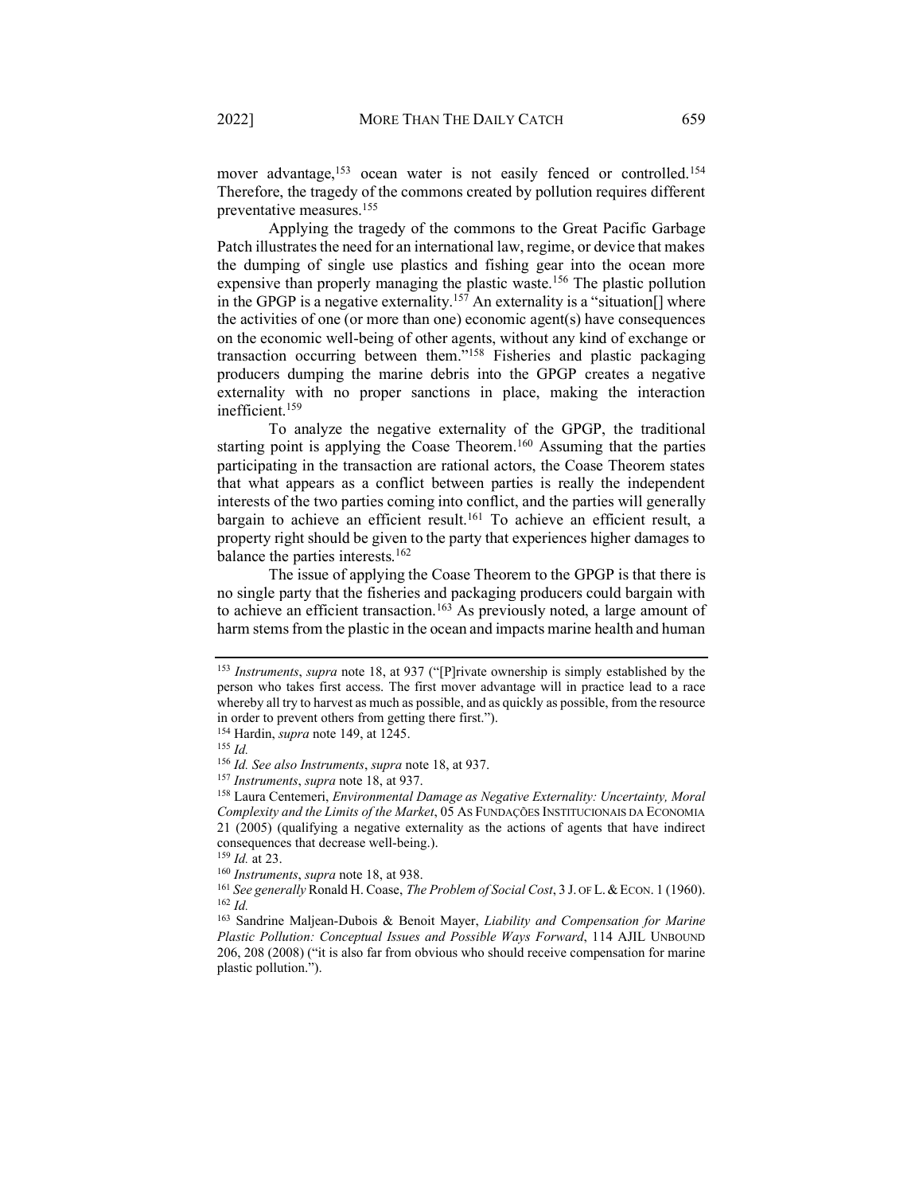mover advantage,[153] ocean water is not easily fenced or controlled.[154] Therefore, the tragedy of the commons created by pollution requires different preventative measures.[155]

Applying the tragedy of the commons to the Great Pacific Garbage Patch illustrates the need for an international law, regime, or device that makes the dumping of single use plastics and fishing gear into the ocean more expensive than properly managing the plastic waste.[156] The plastic pollution in the GPGP is a negative externality.[157] An externality is a "situation[] where the activities of one (or more than one) economic agent(s) have consequences on the economic well-being of other agents, without any kind of exchange or transaction occurring between them."[158] Fisheries and plastic packaging producers dumping the marine debris into the GPGP creates a negative externality with no proper sanctions in place, making the interaction inefficient.[159]

To analyze the negative externality of the GPGP, the traditional starting point is applying the Coase Theorem.[160] Assuming that the parties participating in the transaction are rational actors, the Coase Theorem states that what appears as a conflict between parties is really the independent interests of the two parties coming into conflict, and the parties will generally bargain to achieve an efficient result.[161] To achieve an efficient result, a property right should be given to the party that experiences higher damages to balance the parties interests.[162]

The issue of applying the Coase Theorem to the GPGP is that there is no single party that the fisheries and packaging producers could bargain with to achieve an efficient transaction.[163] As previously noted, a large amount of harm stems from the plastic in the ocean and impacts marine health and human

---

[153] *Instruments*, *supra* note 18, at 937 ("[P]rivate ownership is simply established by the person who takes first access. The first mover advantage will in practice lead to a race whereby all try to harvest as much as possible, and as quickly as possible, from the resource in order to prevent others from getting there first.").

[154] Hardin, *supra* note 149, at 1245.

[155] *Id.*

[156] *Id. See also Instruments*, *supra* note 18, at 937.

[157] *Instruments*, *supra* note 18, at 937.

[158] Laura Centemeri, *Environmental Damage as Negative Externality: Uncertainty, Moral Complexity and the Limits of the Market*, 05 AS FUNDAÇÕES INSTITUCIONAIS DA ECONOMIA 21 (2005) (qualifying a negative externality as the actions of agents that have indirect consequences that decrease well-being.).

[159] *Id.* at 23.

[160] *Instruments*, *supra* note 18, at 938.

[161] *See generally* Ronald H. Coase, *The Problem of Social Cost*, 3 J. OF L. & ECON. 1 (1960).

[162] *Id.*

[163] Sandrine Maljean-Dubois & Benoit Mayer, *Liability and Compensation for Marine Plastic Pollution: Conceptual Issues and Possible Ways Forward*, 114 AJIL UNBOUND 206, 208 (2008) ("it is also far from obvious who should receive compensation for marine plastic pollution.").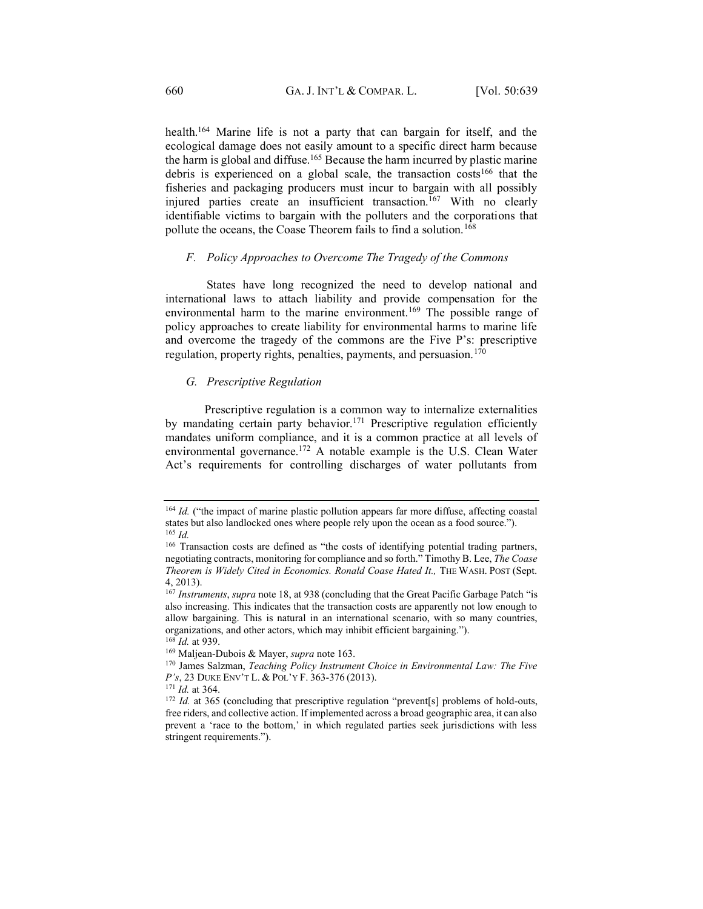health.[164] Marine life is not a party that can bargain for itself, and the ecological damage does not easily amount to a specific direct harm because the harm is global and diffuse.[165] Because the harm incurred by plastic marine debris is experienced on a global scale, the transaction costs[166] that the fisheries and packaging producers must incur to bargain with all possibly injured parties create an insufficient transaction.[167] With no clearly identifiable victims to bargain with the polluters and the corporations that pollute the oceans, the Coase Theorem fails to find a solution.[168]

### *F. Policy Approaches to Overcome The Tragedy of the Commons*

States have long recognized the need to develop national and international laws to attach liability and provide compensation for the environmental harm to the marine environment.[169] The possible range of policy approaches to create liability for environmental harms to marine life and overcome the tragedy of the commons are the Five P's: prescriptive regulation, property rights, penalties, payments, and persuasion.[170]

### *G. Prescriptive Regulation*

Prescriptive regulation is a common way to internalize externalities by mandating certain party behavior.[171] Prescriptive regulation efficiently mandates uniform compliance, and it is a common practice at all levels of environmental governance.[172] A notable example is the U.S. Clean Water Act's requirements for controlling discharges of water pollutants from

---

[164] *Id.* ("the impact of marine plastic pollution appears far more diffuse, affecting coastal states but also landlocked ones where people rely upon the ocean as a food source.").

[165] *Id.*

[166] Transaction costs are defined as "the costs of identifying potential trading partners, negotiating contracts, monitoring for compliance and so forth." Timothy B. Lee, *The Coase Theorem is Widely Cited in Economics. Ronald Coase Hated It.,* THE WASH. POST (Sept. 4, 2013).

[167] *Instruments*, *supra* note 18, at 938 (concluding that the Great Pacific Garbage Patch "is also increasing. This indicates that the transaction costs are apparently not low enough to allow bargaining. This is natural in an international scenario, with so many countries, organizations, and other actors, which may inhibit efficient bargaining.").

[168] *Id.* at 939.

[169] Maljean-Dubois & Mayer, *supra* note 163.

[170] James Salzman, *Teaching Policy Instrument Choice in Environmental Law: The Five P's*, 23 DUKE ENV'T L. & POL'Y F. 363-376 (2013).

[171] *Id.* at 364.

[172] *Id.* at 365 (concluding that prescriptive regulation "prevent[s] problems of hold-outs, free riders, and collective action. If implemented across a broad geographic area, it can also prevent a 'race to the bottom,' in which regulated parties seek jurisdictions with less stringent requirements.").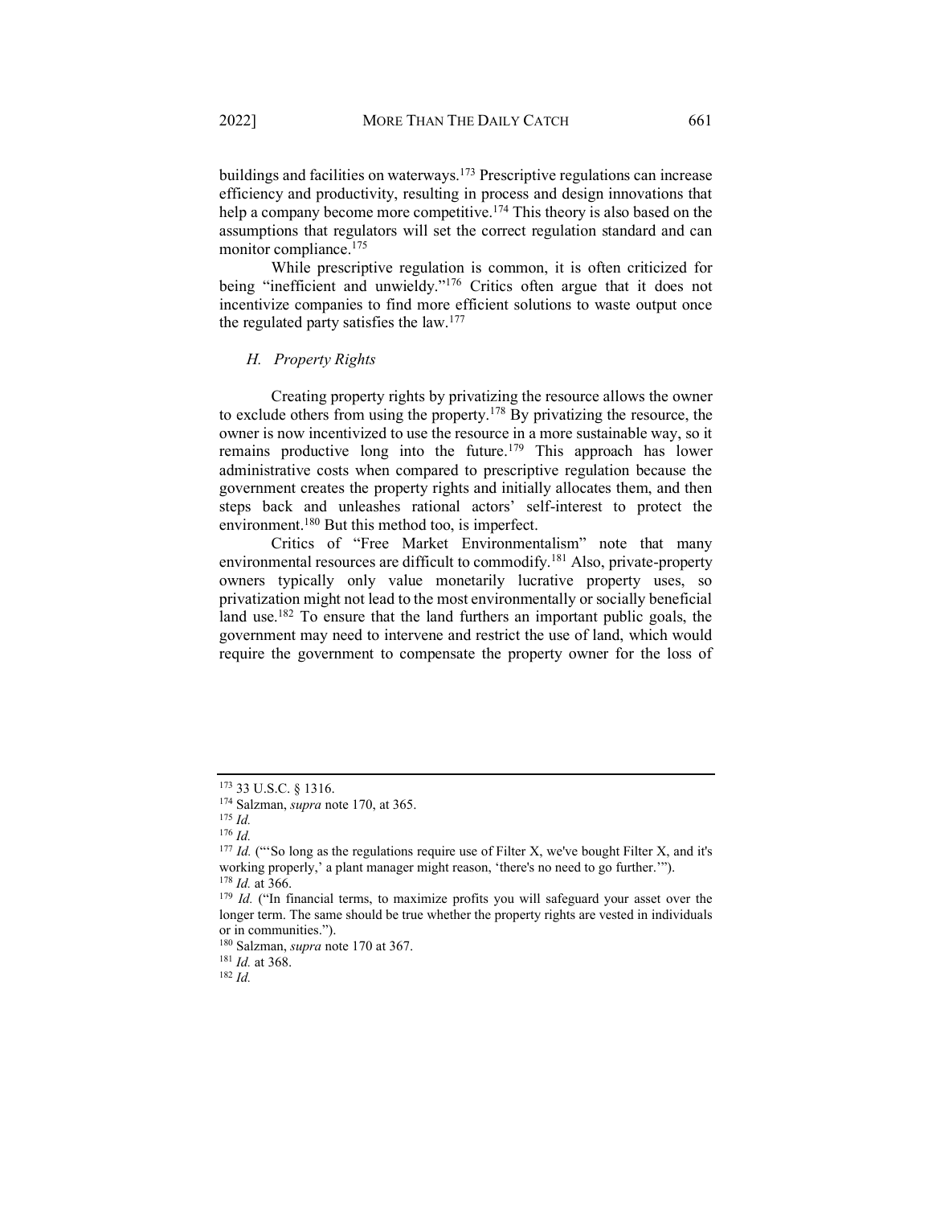buildings and facilities on waterways.[173] Prescriptive regulations can increase efficiency and productivity, resulting in process and design innovations that help a company become more competitive.[174] This theory is also based on the assumptions that regulators will set the correct regulation standard and can monitor compliance.[175]

While prescriptive regulation is common, it is often criticized for being "inefficient and unwieldy."[176] Critics often argue that it does not incentivize companies to find more efficient solutions to waste output once the regulated party satisfies the law.[177]

### *H. Property Rights*

Creating property rights by privatizing the resource allows the owner to exclude others from using the property.[178] By privatizing the resource, the owner is now incentivized to use the resource in a more sustainable way, so it remains productive long into the future.[179] This approach has lower administrative costs when compared to prescriptive regulation because the government creates the property rights and initially allocates them, and then steps back and unleashes rational actors' self-interest to protect the environment.[180] But this method too, is imperfect.

Critics of "Free Market Environmentalism" note that many environmental resources are difficult to commodify.[181] Also, private-property owners typically only value monetarily lucrative property uses, so privatization might not lead to the most environmentally or socially beneficial land use.[182] To ensure that the land furthers an important public goals, the government may need to intervene and restrict the use of land, which would require the government to compensate the property owner for the loss of

---

[173] 33 U.S.C. § 1316.

[174] Salzman, *supra* note 170, at 365.

[175] *Id.*

[176] *Id.*

[177] *Id.* ("'So long as the regulations require use of Filter X, we've bought Filter X, and it's working properly,' a plant manager might reason, 'there's no need to go further.'").

[178] *Id.* at 366.

[179] *Id.* ("In financial terms, to maximize profits you will safeguard your asset over the longer term. The same should be true whether the property rights are vested in individuals or in communities.").

[180] Salzman, *supra* note 170 at 367.

[181] *Id.* at 368.

[182] *Id.*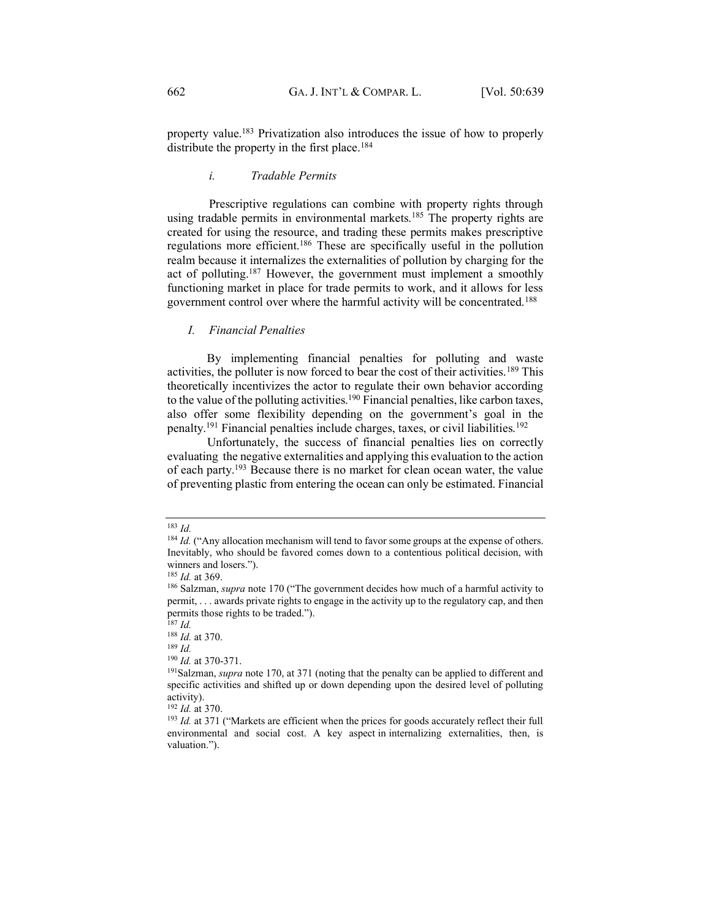property value.[183] Privatization also introduces the issue of how to properly distribute the property in the first place.[184]

#### *i. Tradable Permits*

Prescriptive regulations can combine with property rights through using tradable permits in environmental markets.[185] The property rights are created for using the resource, and trading these permits makes prescriptive regulations more efficient.[186] These are specifically useful in the pollution realm because it internalizes the externalities of pollution by charging for the act of polluting.[187] However, the government must implement a smoothly functioning market in place for trade permits to work, and it allows for less government control over where the harmful activity will be concentrated.[188]

### *I. Financial Penalties*

By implementing financial penalties for polluting and waste activities, the polluter is now forced to bear the cost of their activities.[189] This theoretically incentivizes the actor to regulate their own behavior according to the value of the polluting activities.[190] Financial penalties, like carbon taxes, also offer some flexibility depending on the government's goal in the penalty.[191] Financial penalties include charges, taxes, or civil liabilities.[192]

Unfortunately, the success of financial penalties lies on correctly evaluating the negative externalities and applying this evaluation to the action of each party.[193] Because there is no market for clean ocean water, the value of preventing plastic from entering the ocean can only be estimated. Financial

---

[183] *Id.*

[184] *Id.* ("Any allocation mechanism will tend to favor some groups at the expense of others. Inevitably, who should be favored comes down to a contentious political decision, with winners and losers.").

[185] *Id.* at 369.

[186] Salzman, *supra* note 170 ("The government decides how much of a harmful activity to permit, . . . awards private rights to engage in the activity up to the regulatory cap, and then permits those rights to be traded.").

[187] *Id.*

[188] *Id.* at 370.

[189] *Id.*

[190] *Id.* at 370-371.

[191] Salzman, *supra* note 170, at 371 (noting that the penalty can be applied to different and specific activities and shifted up or down depending upon the desired level of polluting activity).

[192] *Id.* at 370.

[193] *Id.* at 371 ("Markets are efficient when the prices for goods accurately reflect their full environmental and social cost. A key aspect in internalizing externalities, then, is valuation.").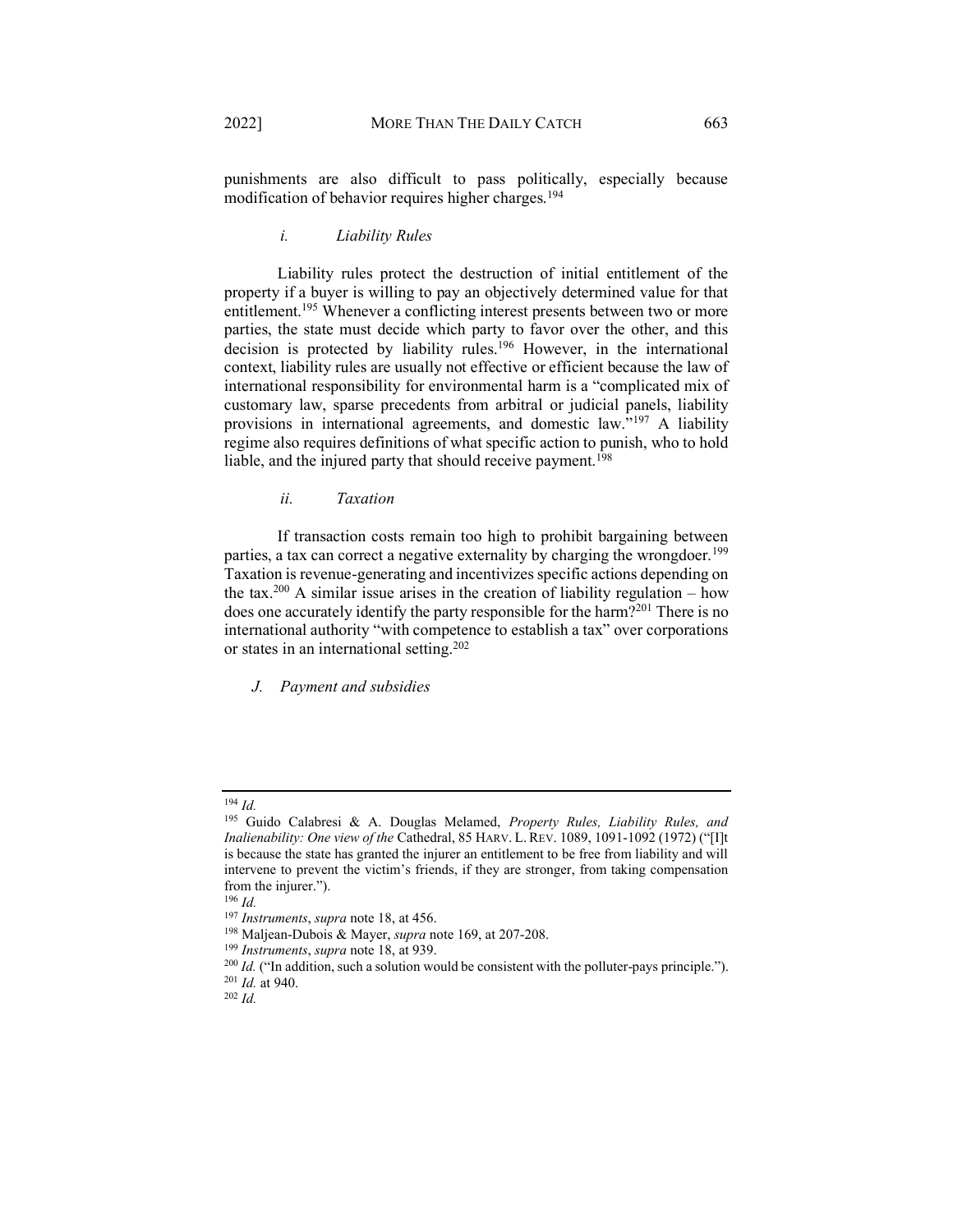punishments are also difficult to pass politically, especially because modification of behavior requires higher charges.[194]

#### *i. Liability Rules*

Liability rules protect the destruction of initial entitlement of the property if a buyer is willing to pay an objectively determined value for that entitlement.[195] Whenever a conflicting interest presents between two or more parties, the state must decide which party to favor over the other, and this decision is protected by liability rules.[196] However, in the international context, liability rules are usually not effective or efficient because the law of international responsibility for environmental harm is a "complicated mix of customary law, sparse precedents from arbitral or judicial panels, liability provisions in international agreements, and domestic law."[197] A liability regime also requires definitions of what specific action to punish, who to hold liable, and the injured party that should receive payment.[198]

#### *ii. Taxation*

If transaction costs remain too high to prohibit bargaining between parties, a tax can correct a negative externality by charging the wrongdoer.[199] Taxation is revenue-generating and incentivizes specific actions depending on the tax.[200] A similar issue arises in the creation of liability regulation – how does one accurately identify the party responsible for the harm?[201] There is no international authority "with competence to establish a tax" over corporations or states in an international setting.[202]

### *J. Payment and subsidies*

---

[194] *Id.*

[195] Guido Calabresi & A. Douglas Melamed, *Property Rules, Liability Rules, and Inalienability: One view of the* Cathedral, 85 HARV. L. REV. 1089, 1091-1092 (1972) ("[I]t is because the state has granted the injurer an entitlement to be free from liability and will intervene to prevent the victim's friends, if they are stronger, from taking compensation from the injurer.").

[196] *Id.*

[197] *Instruments*, *supra* note 18, at 456.

[198] Maljean-Dubois & Mayer, *supra* note 169, at 207-208.

[199] *Instruments*, *supra* note 18, at 939.

[200] *Id.* ("In addition, such a solution would be consistent with the polluter-pays principle.").

[201] *Id.* at 940.

[202] *Id.*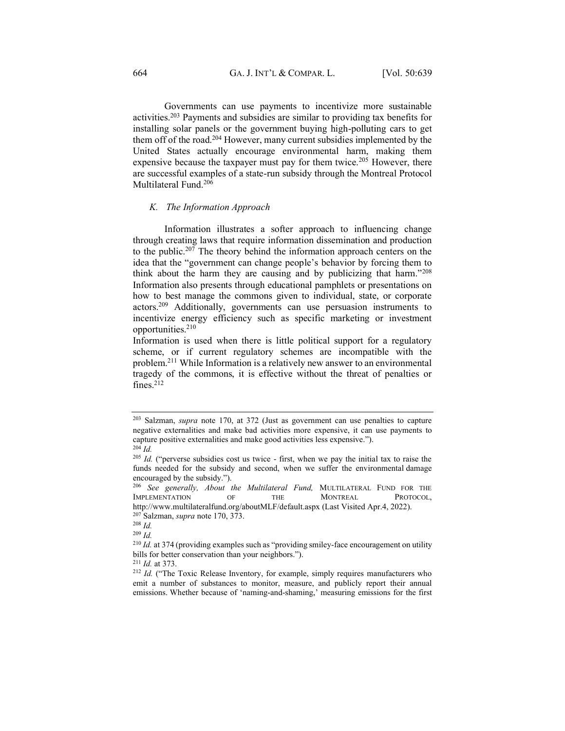Governments can use payments to incentivize more sustainable activities.[203] Payments and subsidies are similar to providing tax benefits for installing solar panels or the government buying high-polluting cars to get them off of the road.[204] However, many current subsidies implemented by the United States actually encourage environmental harm, making them expensive because the taxpayer must pay for them twice.[205] However, there are successful examples of a state-run subsidy through the Montreal Protocol Multilateral Fund.[206]

### *K. The Information Approach*

Information illustrates a softer approach to influencing change through creating laws that require information dissemination and production to the public.[207] The theory behind the information approach centers on the idea that the "government can change people's behavior by forcing them to think about the harm they are causing and by publicizing that harm."[208] Information also presents through educational pamphlets or presentations on how to best manage the commons given to individual, state, or corporate actors.[209] Additionally, governments can use persuasion instruments to incentivize energy efficiency such as specific marketing or investment opportunities.[210]

Information is used when there is little political support for a regulatory scheme, or if current regulatory schemes are incompatible with the problem.[211] While Information is a relatively new answer to an environmental tragedy of the commons, it is effective without the threat of penalties or fines.[212]

---

[203] Salzman, *supra* note 170, at 372 (Just as government can use penalties to capture negative externalities and make bad activities more expensive, it can use payments to capture positive externalities and make good activities less expensive.").

[204] *Id.*

[205] *Id.* ("perverse subsidies cost us twice - first, when we pay the initial tax to raise the funds needed for the subsidy and second, when we suffer the environmental damage encouraged by the subsidy.").

[206] *See generally, About the Multilateral Fund,* MULTILATERAL FUND FOR THE IMPLEMENTATION OF THE MONTREAL PROTOCOL, http://www.multilateralfund.org/aboutMLF/default.aspx (Last Visited Apr.4, 2022).

[207] Salzman, *supra* note 170, 373.

[208] *Id.*

[209] *Id.*

[210] *Id.* at 374 (providing examples such as "providing smiley-face encouragement on utility bills for better conservation than your neighbors.").

[211] *Id.* at 373.

[212] *Id.* ("The Toxic Release Inventory, for example, simply requires manufacturers who emit a number of substances to monitor, measure, and publicly report their annual emissions. Whether because of 'naming-and-shaming,' measuring emissions for the first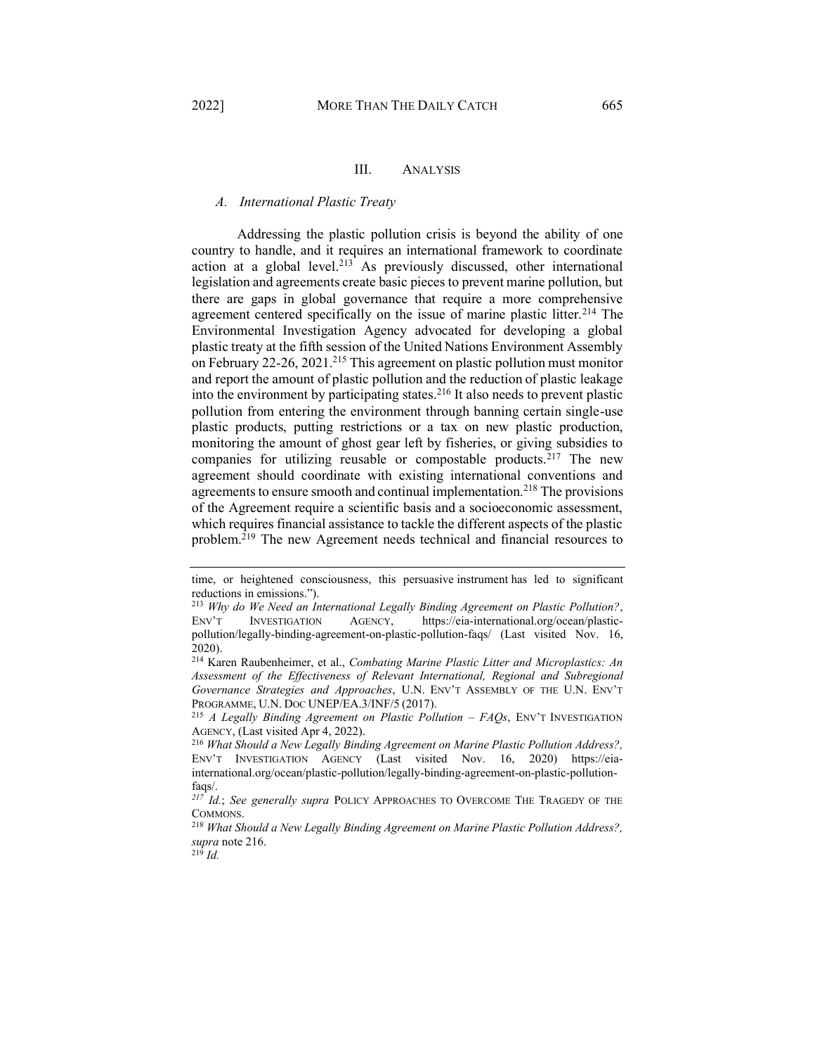## III. ANALYSIS

### *A. International Plastic Treaty*

Addressing the plastic pollution crisis is beyond the ability of one country to handle, and it requires an international framework to coordinate action at a global level.[213] As previously discussed, other international legislation and agreements create basic pieces to prevent marine pollution, but there are gaps in global governance that require a more comprehensive agreement centered specifically on the issue of marine plastic litter.[214] The Environmental Investigation Agency advocated for developing a global plastic treaty at the fifth session of the United Nations Environment Assembly on February 22-26, 2021.[215] This agreement on plastic pollution must monitor and report the amount of plastic pollution and the reduction of plastic leakage into the environment by participating states.[216] It also needs to prevent plastic pollution from entering the environment through banning certain single-use plastic products, putting restrictions or a tax on new plastic production, monitoring the amount of ghost gear left by fisheries, or giving subsidies to companies for utilizing reusable or compostable products.[217] The new agreement should coordinate with existing international conventions and agreements to ensure smooth and continual implementation.[218] The provisions of the Agreement require a scientific basis and a socioeconomic assessment, which requires financial assistance to tackle the different aspects of the plastic problem.[219] The new Agreement needs technical and financial resources to

---

time, or heightened consciousness, this persuasive instrument has led to significant reductions in emissions.").

[213] *Why do We Need an International Legally Binding Agreement on Plastic Pollution?*, ENV'T INVESTIGATION AGENCY, https://eia-international.org/ocean/plastic-pollution/legally-binding-agreement-on-plastic-pollution-faqs/ (Last visited Nov. 16, 2020).

[214] Karen Raubenheimer, et al., *Combating Marine Plastic Litter and Microplastics: An Assessment of the Effectiveness of Relevant International, Regional and Subregional Governance Strategies and Approaches*, U.N. ENV'T ASSEMBLY OF THE U.N. ENV'T PROGRAMME, U.N. DOC UNEP/EA.3/INF/5 (2017).

[215] *A Legally Binding Agreement on Plastic Pollution – FAQs*, ENV'T INVESTIGATION AGENCY, (Last visited Apr 4, 2022).

[216] *What Should a New Legally Binding Agreement on Marine Plastic Pollution Address?,* ENV'T INVESTIGATION AGENCY (Last visited Nov. 16, 2020) https://eia-international.org/ocean/plastic-pollution/legally-binding-agreement-on-plastic-pollution-faqs/.

[217] *Id.*; *See generally supra* POLICY APPROACHES TO OVERCOME THE TRAGEDY OF THE COMMONS.

[218] *What Should a New Legally Binding Agreement on Marine Plastic Pollution Address?, supra* note 216.

[219] *Id.*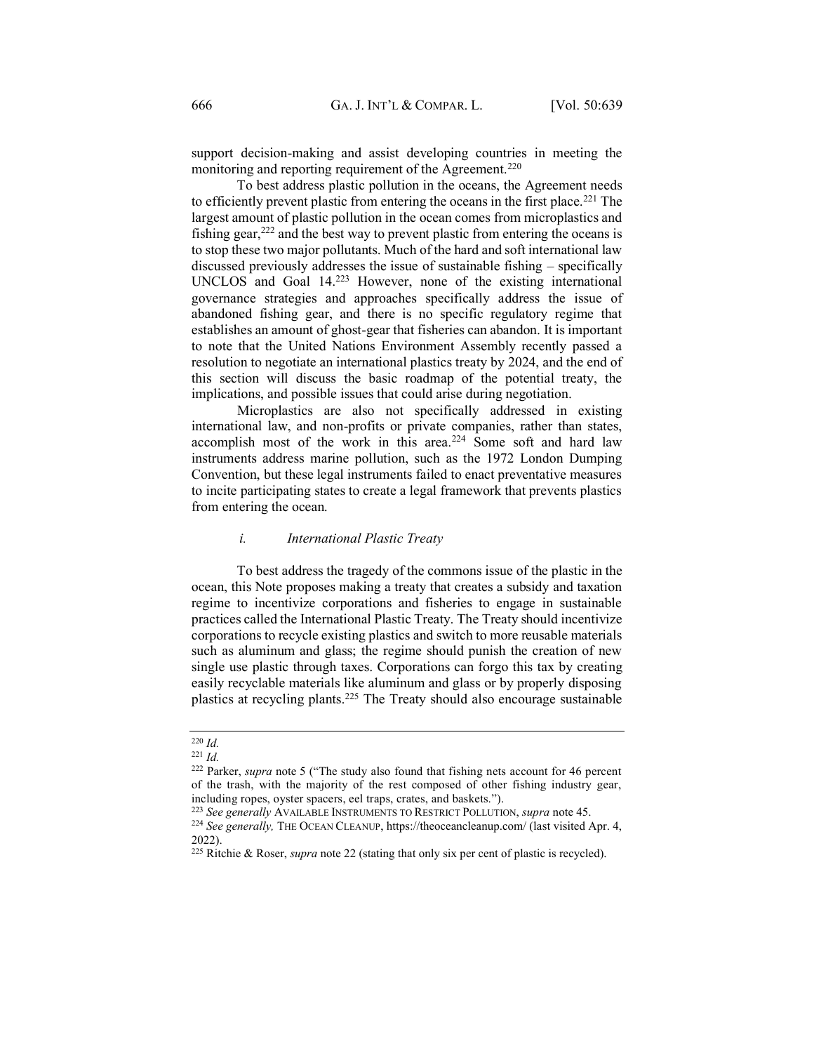support decision-making and assist developing countries in meeting the monitoring and reporting requirement of the Agreement.[220]

To best address plastic pollution in the oceans, the Agreement needs to efficiently prevent plastic from entering the oceans in the first place.[221] The largest amount of plastic pollution in the ocean comes from microplastics and fishing gear,[222] and the best way to prevent plastic from entering the oceans is to stop these two major pollutants. Much of the hard and soft international law discussed previously addresses the issue of sustainable fishing – specifically UNCLOS and Goal 14.[223] However, none of the existing international governance strategies and approaches specifically address the issue of abandoned fishing gear, and there is no specific regulatory regime that establishes an amount of ghost-gear that fisheries can abandon. It is important to note that the United Nations Environment Assembly recently passed a resolution to negotiate an international plastics treaty by 2024, and the end of this section will discuss the basic roadmap of the potential treaty, the implications, and possible issues that could arise during negotiation.

Microplastics are also not specifically addressed in existing international law, and non-profits or private companies, rather than states, accomplish most of the work in this area.[224] Some soft and hard law instruments address marine pollution, such as the 1972 London Dumping Convention, but these legal instruments failed to enact preventative measures to incite participating states to create a legal framework that prevents plastics from entering the ocean.

### *i. International Plastic Treaty*

To best address the tragedy of the commons issue of the plastic in the ocean, this Note proposes making a treaty that creates a subsidy and taxation regime to incentivize corporations and fisheries to engage in sustainable practices called the International Plastic Treaty. The Treaty should incentivize corporations to recycle existing plastics and switch to more reusable materials such as aluminum and glass; the regime should punish the creation of new single use plastic through taxes. Corporations can forgo this tax by creating easily recyclable materials like aluminum and glass or by properly disposing plastics at recycling plants.[225] The Treaty should also encourage sustainable

---

[220] *Id.*

[221] *Id.*

[222] Parker, *supra* note 5 ("The study also found that fishing nets account for 46 percent of the trash, with the majority of the rest composed of other fishing industry gear, including ropes, oyster spacers, eel traps, crates, and baskets.").

[223] *See generally* AVAILABLE INSTRUMENTS TO RESTRICT POLLUTION, *supra* note 45.

[224] *See generally,* THE OCEAN CLEANUP, https://theoceancleanup.com/ (last visited Apr. 4, 2022).

[225] Ritchie & Roser, *supra* note 22 (stating that only six per cent of plastic is recycled).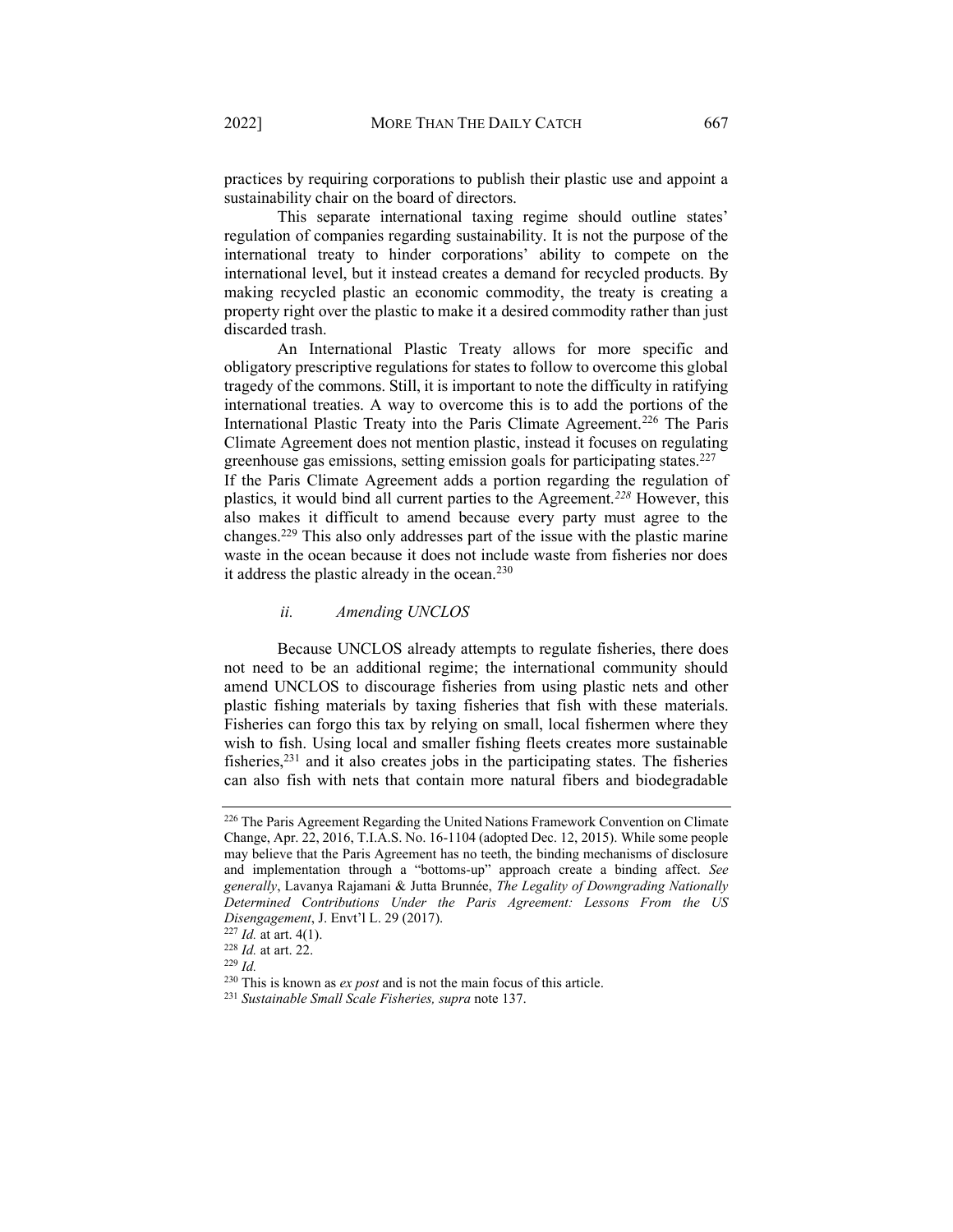practices by requiring corporations to publish their plastic use and appoint a sustainability chair on the board of directors.

This separate international taxing regime should outline states' regulation of companies regarding sustainability. It is not the purpose of the international treaty to hinder corporations' ability to compete on the international level, but it instead creates a demand for recycled products. By making recycled plastic an economic commodity, the treaty is creating a property right over the plastic to make it a desired commodity rather than just discarded trash.

An International Plastic Treaty allows for more specific and obligatory prescriptive regulations for states to follow to overcome this global tragedy of the commons. Still, it is important to note the difficulty in ratifying international treaties. A way to overcome this is to add the portions of the International Plastic Treaty into the Paris Climate Agreement.[226] The Paris Climate Agreement does not mention plastic, instead it focuses on regulating greenhouse gas emissions, setting emission goals for participating states.[227] If the Paris Climate Agreement adds a portion regarding the regulation of plastics, it would bind all current parties to the Agreement.[228] However, this also makes it difficult to amend because every party must agree to the changes.[229] This also only addresses part of the issue with the plastic marine waste in the ocean because it does not include waste from fisheries nor does it address the plastic already in the ocean.[230]

### *ii. Amending UNCLOS*

Because UNCLOS already attempts to regulate fisheries, there does not need to be an additional regime; the international community should amend UNCLOS to discourage fisheries from using plastic nets and other plastic fishing materials by taxing fisheries that fish with these materials. Fisheries can forgo this tax by relying on small, local fishermen where they wish to fish. Using local and smaller fishing fleets creates more sustainable fisheries,[231] and it also creates jobs in the participating states. The fisheries can also fish with nets that contain more natural fibers and biodegradable

---

[226] The Paris Agreement Regarding the United Nations Framework Convention on Climate Change, Apr. 22, 2016, T.I.A.S. No. 16-1104 (adopted Dec. 12, 2015). While some people may believe that the Paris Agreement has no teeth, the binding mechanisms of disclosure and implementation through a "bottoms-up" approach create a binding affect. *See generally*, Lavanya Rajamani & Jutta Brunnée, *The Legality of Downgrading Nationally Determined Contributions Under the Paris Agreement: Lessons From the US Disengagement*, J. Envt'l L. 29 (2017).

[227] *Id.* at art. 4(1).

[228] *Id.* at art. 22.

[229] *Id.*

[230] This is known as *ex post* and is not the main focus of this article.

[231] *Sustainable Small Scale Fisheries, supra* note 137.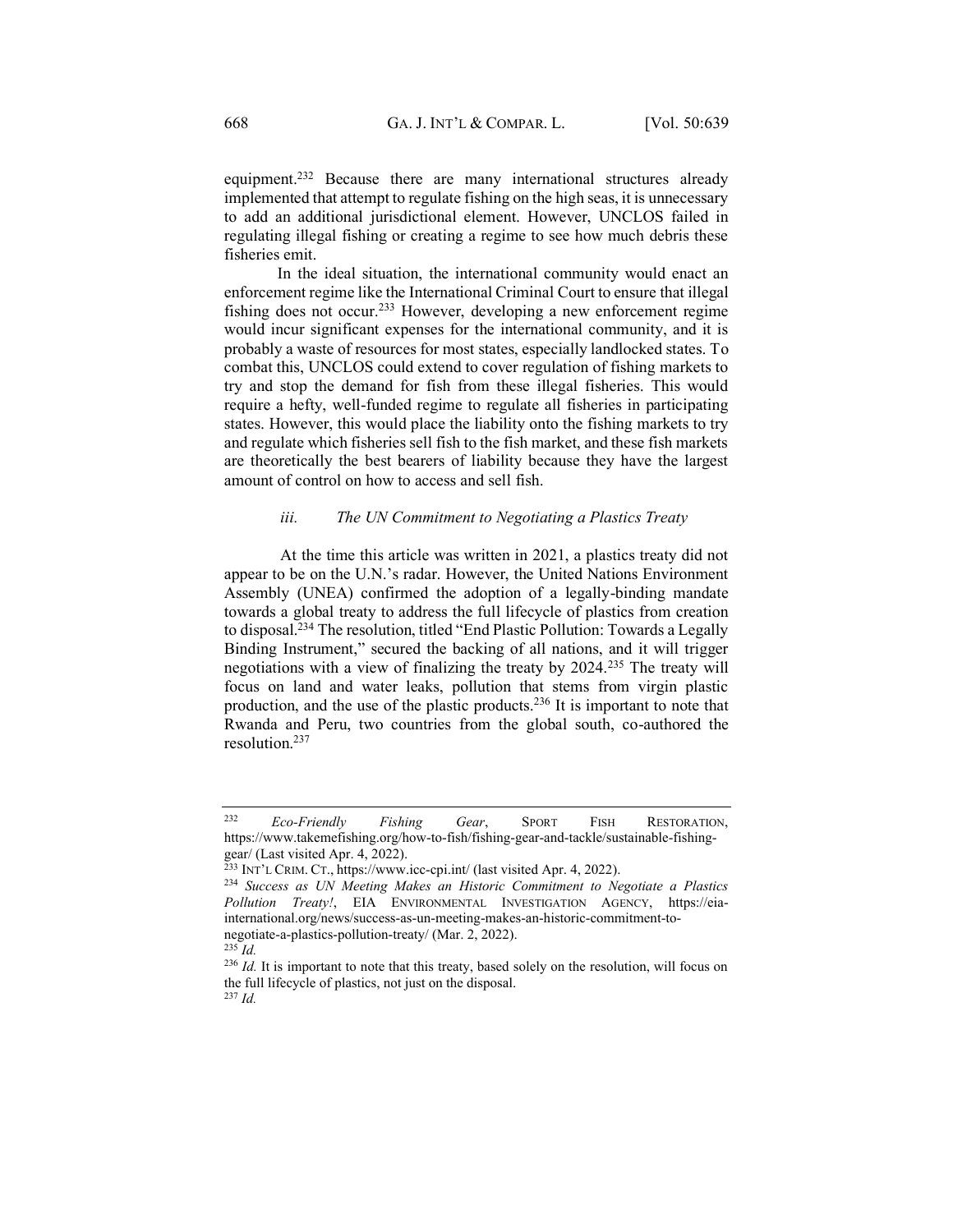equipment.[232] Because there are many international structures already implemented that attempt to regulate fishing on the high seas, it is unnecessary to add an additional jurisdictional element. However, UNCLOS failed in regulating illegal fishing or creating a regime to see how much debris these fisheries emit.

In the ideal situation, the international community would enact an enforcement regime like the International Criminal Court to ensure that illegal fishing does not occur.[233] However, developing a new enforcement regime would incur significant expenses for the international community, and it is probably a waste of resources for most states, especially landlocked states. To combat this, UNCLOS could extend to cover regulation of fishing markets to try and stop the demand for fish from these illegal fisheries. This would require a hefty, well-funded regime to regulate all fisheries in participating states. However, this would place the liability onto the fishing markets to try and regulate which fisheries sell fish to the fish market, and these fish markets are theoretically the best bearers of liability because they have the largest amount of control on how to access and sell fish.

### *iii. The UN Commitment to Negotiating a Plastics Treaty*

At the time this article was written in 2021, a plastics treaty did not appear to be on the U.N.'s radar. However, the United Nations Environment Assembly (UNEA) confirmed the adoption of a legally-binding mandate towards a global treaty to address the full lifecycle of plastics from creation to disposal.[234] The resolution, titled "End Plastic Pollution: Towards a Legally Binding Instrument," secured the backing of all nations, and it will trigger negotiations with a view of finalizing the treaty by 2024.[235] The treaty will focus on land and water leaks, pollution that stems from virgin plastic production, and the use of the plastic products.[236] It is important to note that Rwanda and Peru, two countries from the global south, co-authored the resolution.[237]

---

[232] *Eco-Friendly Fishing Gear*, SPORT FISH RESTORATION, https://www.takemefishing.org/how-to-fish/fishing-gear-and-tackle/sustainable-fishing-gear/ (Last visited Apr. 4, 2022).

[233] INT'L CRIM. CT., https://www.icc-cpi.int/ (last visited Apr. 4, 2022).

[234] *Success as UN Meeting Makes an Historic Commitment to Negotiate a Plastics Pollution Treaty!*, EIA ENVIRONMENTAL INVESTIGATION AGENCY, https://eia-international.org/news/success-as-un-meeting-makes-an-historic-commitment-to-negotiate-a-plastics-pollution-treaty/ (Mar. 2, 2022).

[235] *Id.*

[236] *Id.* It is important to note that this treaty, based solely on the resolution, will focus on the full lifecycle of plastics, not just on the disposal.

[237] *Id.*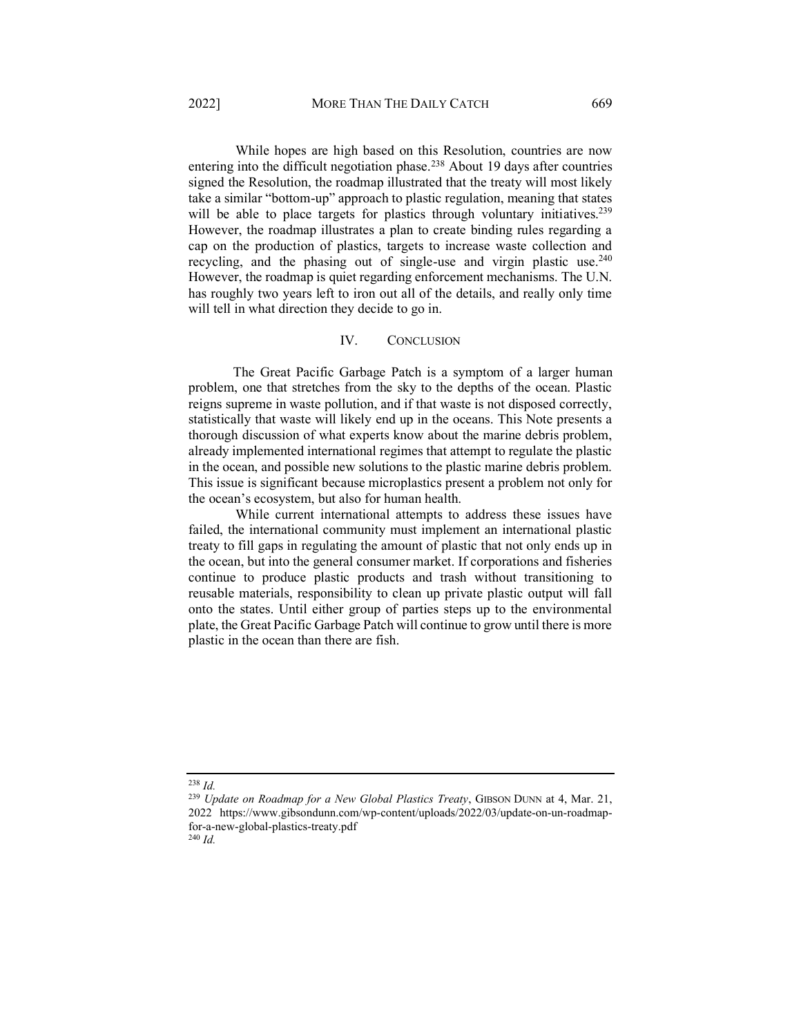While hopes are high based on this Resolution, countries are now entering into the difficult negotiation phase.[238] About 19 days after countries signed the Resolution, the roadmap illustrated that the treaty will most likely take a similar "bottom-up" approach to plastic regulation, meaning that states will be able to place targets for plastics through voluntary initiatives.[239] However, the roadmap illustrates a plan to create binding rules regarding a cap on the production of plastics, targets to increase waste collection and recycling, and the phasing out of single-use and virgin plastic use.[240] However, the roadmap is quiet regarding enforcement mechanisms. The U.N. has roughly two years left to iron out all of the details, and really only time will tell in what direction they decide to go in.

## IV. CONCLUSION

The Great Pacific Garbage Patch is a symptom of a larger human problem, one that stretches from the sky to the depths of the ocean. Plastic reigns supreme in waste pollution, and if that waste is not disposed correctly, statistically that waste will likely end up in the oceans. This Note presents a thorough discussion of what experts know about the marine debris problem, already implemented international regimes that attempt to regulate the plastic in the ocean, and possible new solutions to the plastic marine debris problem. This issue is significant because microplastics present a problem not only for the ocean's ecosystem, but also for human health.

While current international attempts to address these issues have failed, the international community must implement an international plastic treaty to fill gaps in regulating the amount of plastic that not only ends up in the ocean, but into the general consumer market. If corporations and fisheries continue to produce plastic products and trash without transitioning to reusable materials, responsibility to clean up private plastic output will fall onto the states. Until either group of parties steps up to the environmental plate, the Great Pacific Garbage Patch will continue to grow until there is more plastic in the ocean than there are fish.

---

[238] *Id.*

[239] *Update on Roadmap for a New Global Plastics Treaty*, GIBSON DUNN at 4, Mar. 21, 2022 https://www.gibsondunn.com/wp-content/uploads/2022/03/update-on-un-roadmap-for-a-new-global-plastics-treaty.pdf

[240] *Id.*